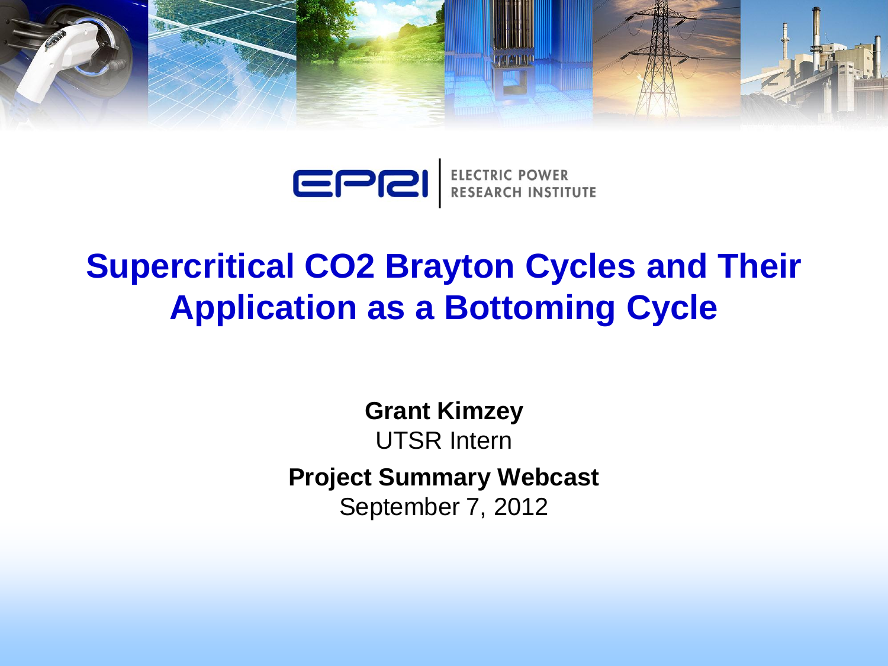ELECTRIC POWER RESEARCH INSTITUTE

# Supercritical CO2 Brayton Cycles and Their Application as a Bottoming Cycle

**Grant Kimzey**
UTSR Intern

**Project Summary Webcast**
September 7, 2012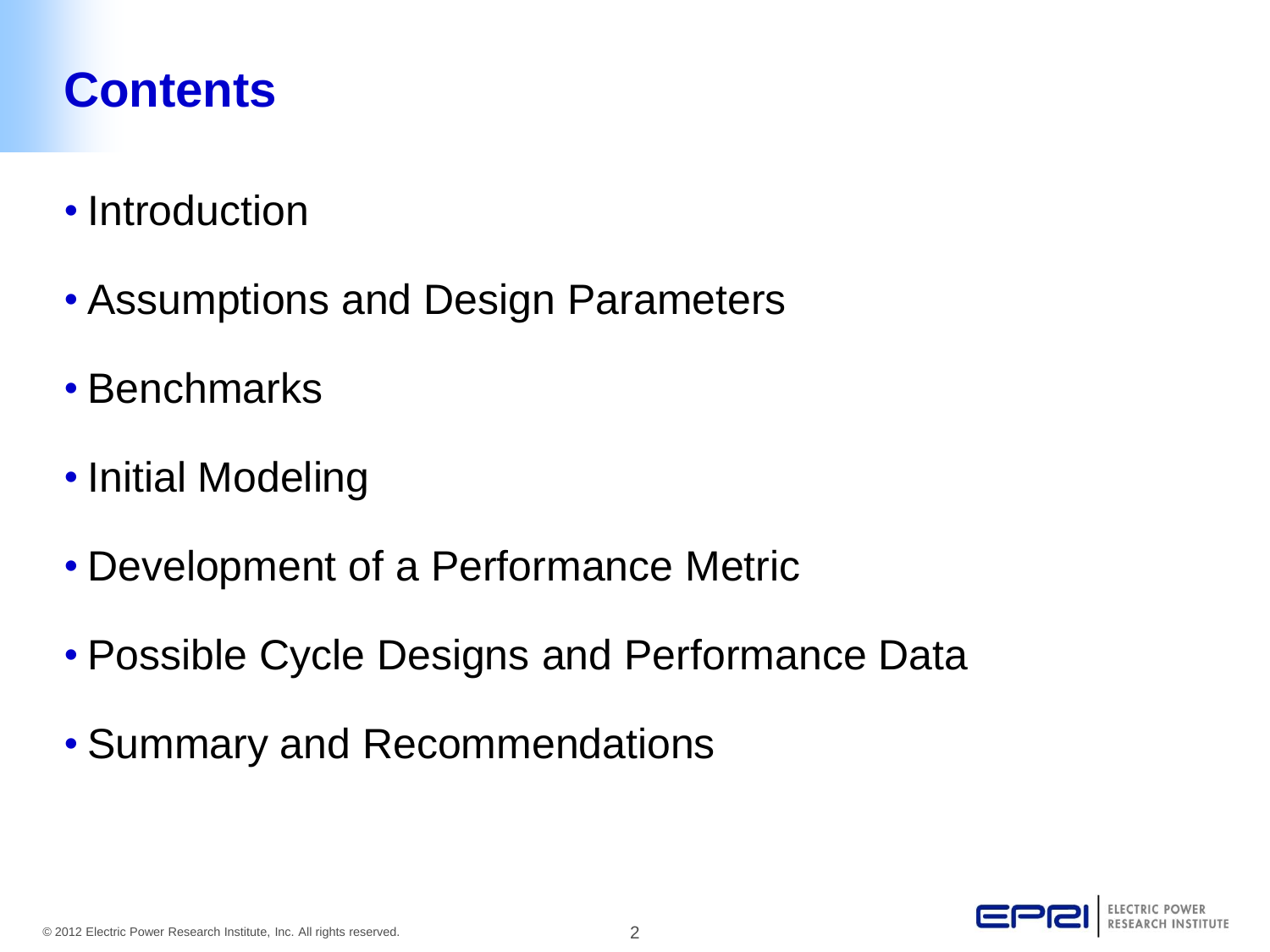# Contents

- Introduction
- Assumptions and Design Parameters
- Benchmarks
- Initial Modeling
- Development of a Performance Metric
- Possible Cycle Designs and Performance Data
- Summary and Recommendations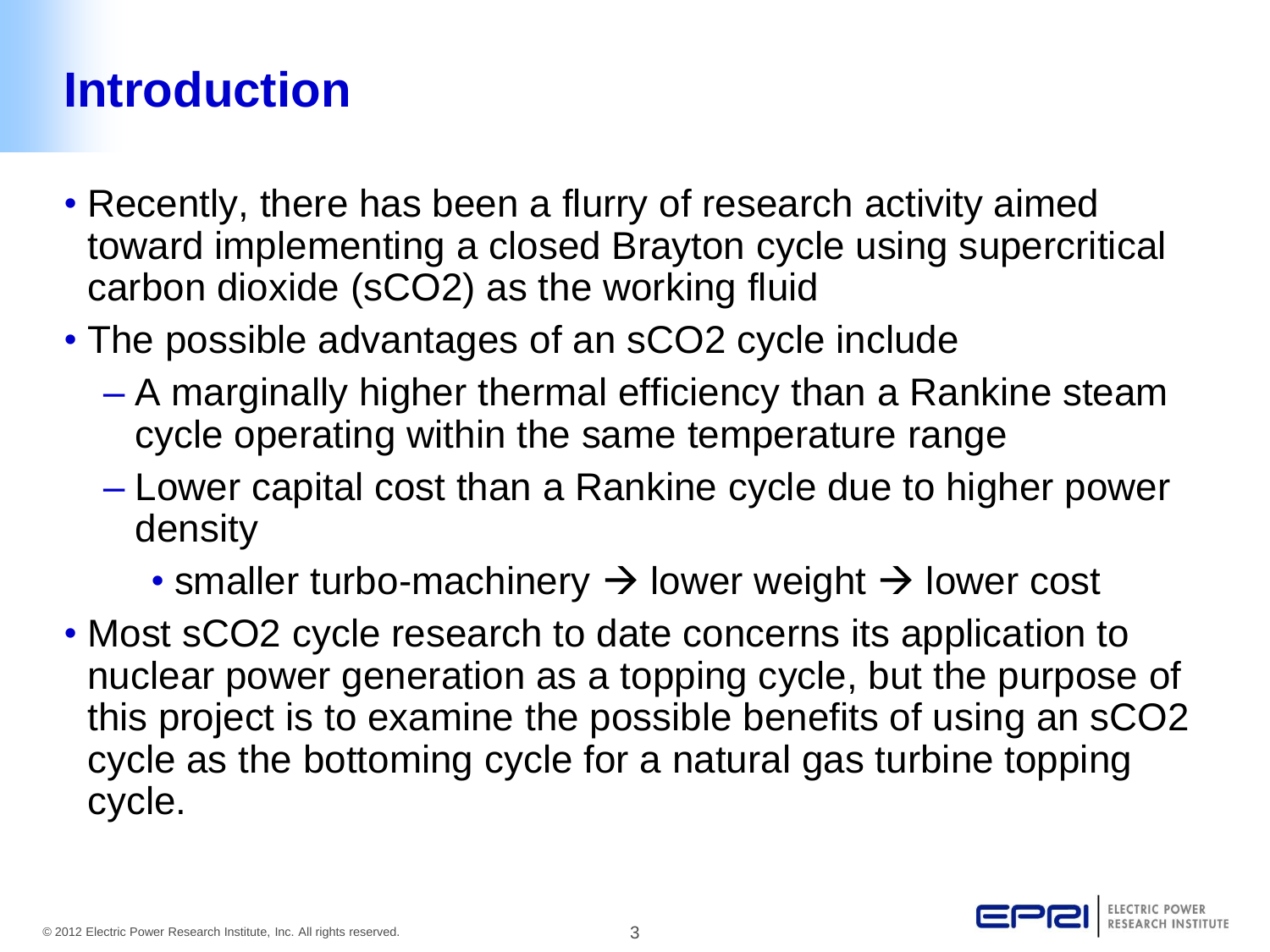# Introduction

- Recently, there has been a flurry of research activity aimed toward implementing a closed Brayton cycle using supercritical carbon dioxide (s$CO_2$) as the working fluid
- The possible advantages of an s$CO_2$ cycle include
  - A marginally higher thermal efficiency than a Rankine steam cycle operating within the same temperature range
  - Lower capital cost than a Rankine cycle due to higher power density
    - smaller turbo-machinery → lower weight → lower cost
- Most s$CO_2$ cycle research to date concerns its application to nuclear power generation as a topping cycle, but the purpose of this project is to examine the possible benefits of using an s$CO_2$ cycle as the bottoming cycle for a natural gas turbine topping cycle.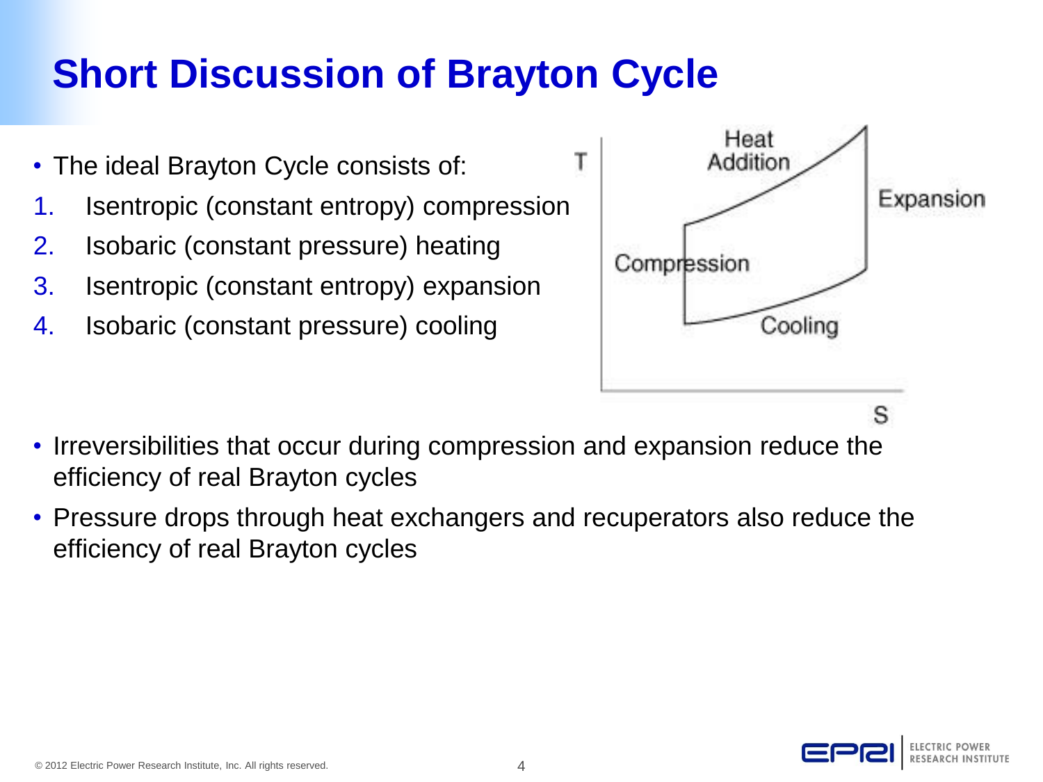# Short Discussion of Brayton Cycle

- The ideal Brayton Cycle consists of:

1. Isentropic (constant entropy) compression
2. Isobaric (constant pressure) heating
3. Isentropic (constant entropy) expansion
4. Isobaric (constant pressure) cooling

- Irreversibilities that occur during compression and expansion reduce the efficiency of real Brayton cycles
- Pressure drops through heat exchangers and recuperators also reduce the efficiency of real Brayton cycles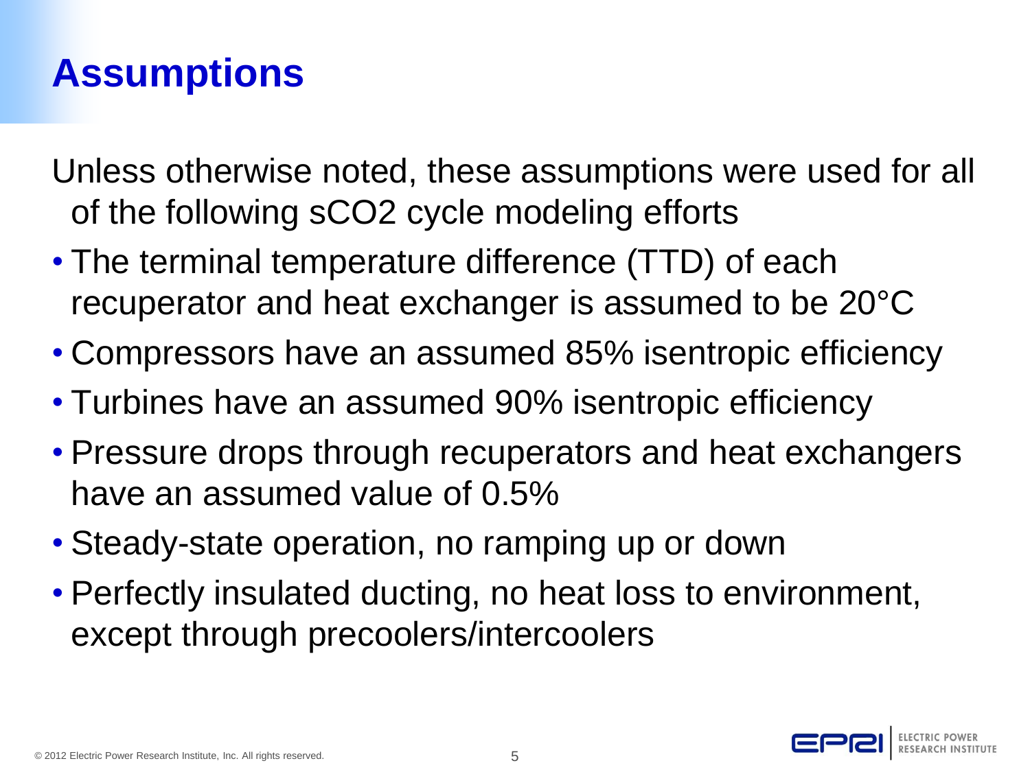# Assumptions

Unless otherwise noted, these assumptions were used for all of the following $sCO_2$ cycle modeling efforts

- The terminal temperature difference (TTD) of each recuperator and heat exchanger is assumed to be 20°C
- Compressors have an assumed 85% isentropic efficiency
- Turbines have an assumed 90% isentropic efficiency
- Pressure drops through recuperators and heat exchangers have an assumed value of 0.5%
- Steady-state operation, no ramping up or down
- Perfectly insulated ducting, no heat loss to environment, except through precoolers/intercoolers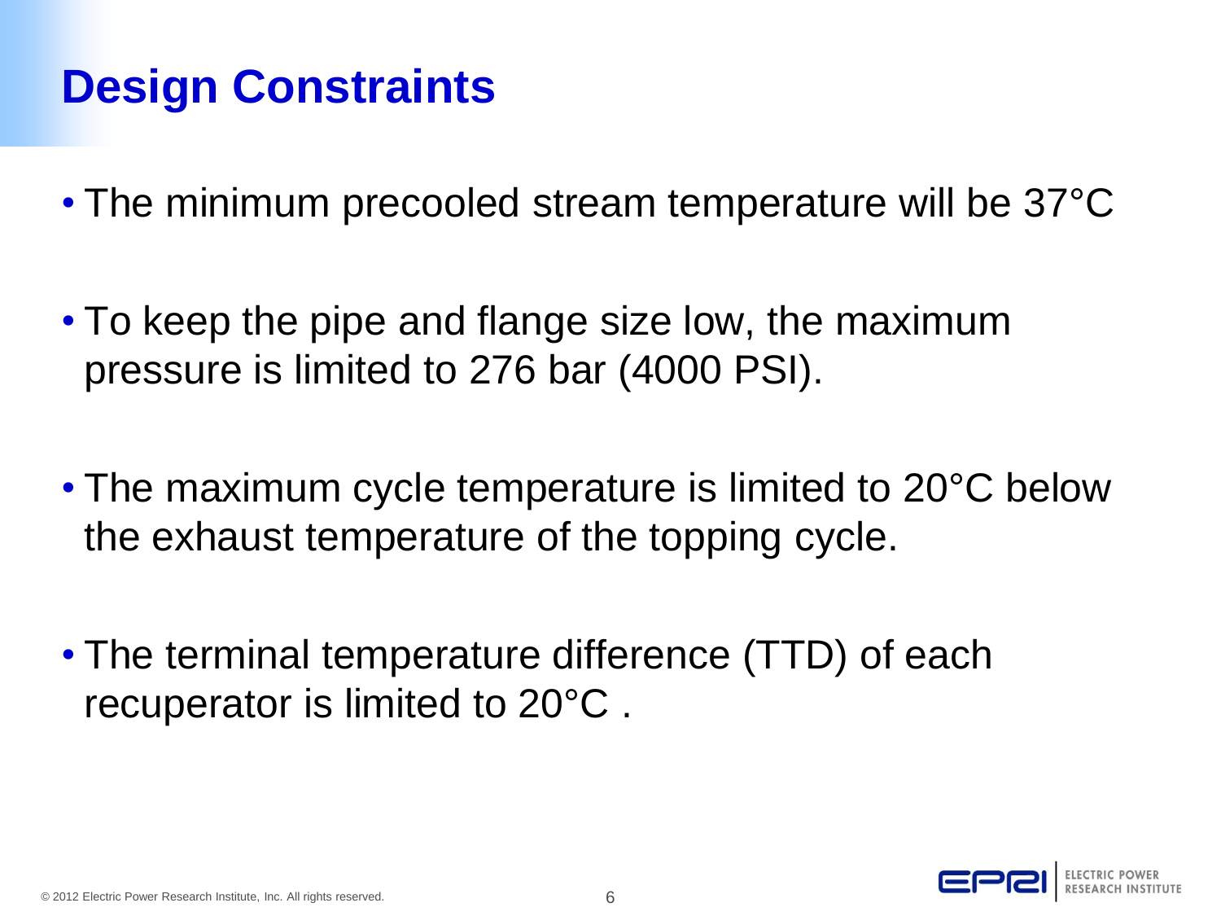# Design Constraints

- The minimum precooled stream temperature will be 37°C
- To keep the pipe and flange size low, the maximum pressure is limited to 276 bar (4000 PSI).
- The maximum cycle temperature is limited to 20°C below the exhaust temperature of the topping cycle.
- The terminal temperature difference (TTD) of each recuperator is limited to 20°C .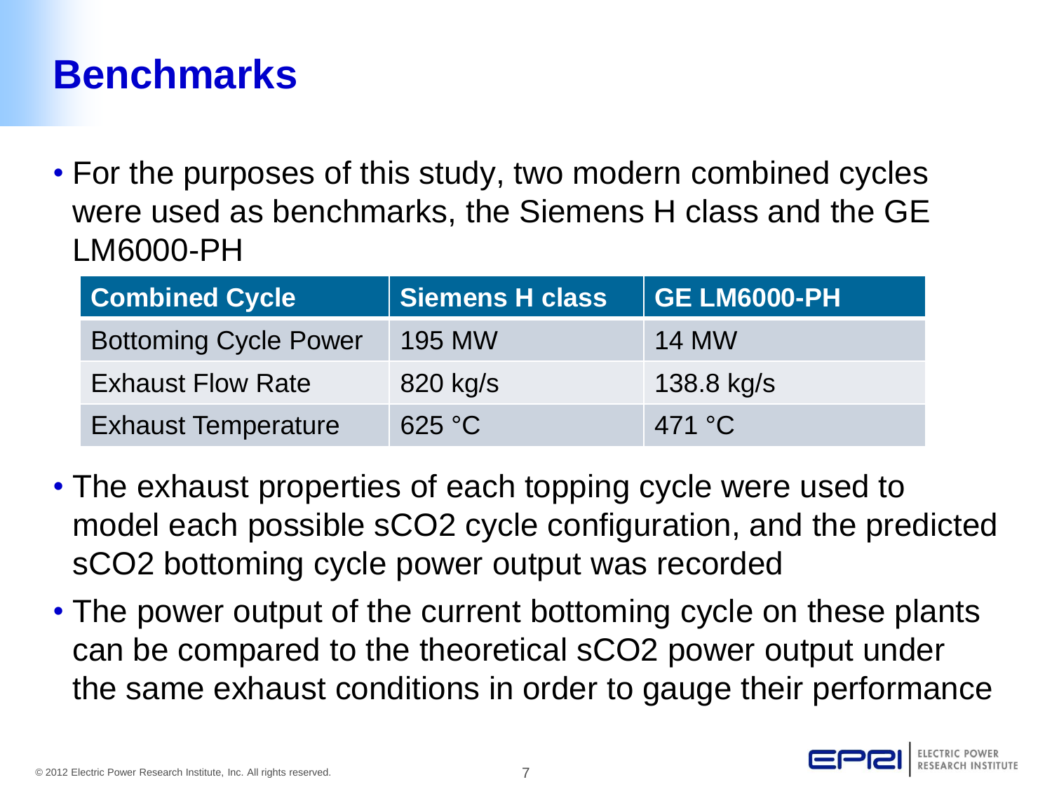# Benchmarks

- For the purposes of this study, two modern combined cycles were used as benchmarks, the Siemens H class and the GE LM6000-PH

| Combined Cycle | Siemens H class | GE LM6000-PH |
|---|---|---|
| Bottoming Cycle Power | 195 MW | 14 MW |
| Exhaust Flow Rate | 820 kg/s | 138.8 kg/s |
| Exhaust Temperature | 625 °C | 471 °C |

- The exhaust properties of each topping cycle were used to model each possible $sCO_2$ cycle configuration, and the predicted $sCO_2$ bottoming cycle power output was recorded
- The power output of the current bottoming cycle on these plants can be compared to the theoretical $sCO_2$ power output under the same exhaust conditions in order to gauge their performance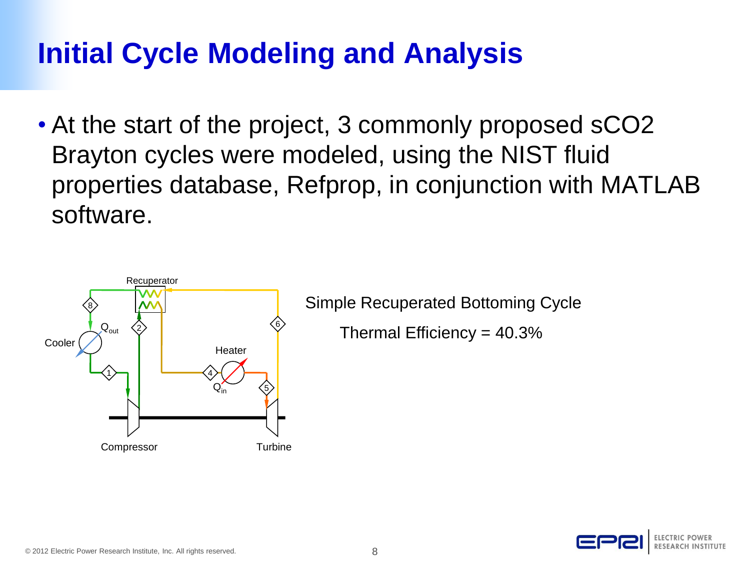# Initial Cycle Modeling and Analysis

- At the start of the project, 3 commonly proposed sCO2 Brayton cycles were modeled, using the NIST fluid properties database, Refprop, in conjunction with MATLAB software.

Recuperator

$Q_{out}$

Cooler

Heater

$Q_{in}$

Compressor

Turbine

Simple Recuperated Bottoming Cycle

Thermal Efficiency = 40.3%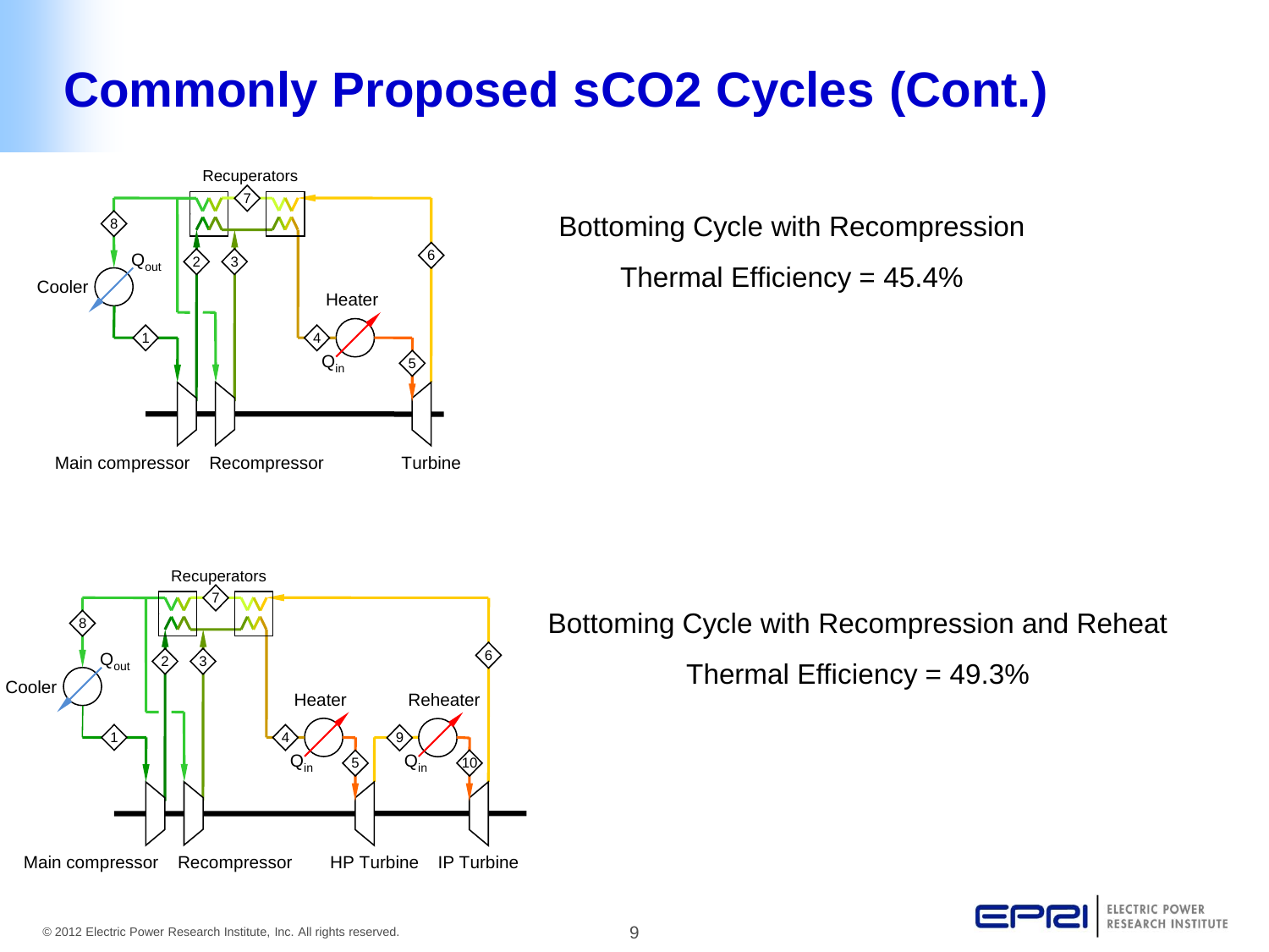# Commonly Proposed sCO2 Cycles (Cont.)

Recuperators

Cooler $Q_{out}$

Heater $Q_{in}$

Main compressor Recompressor Turbine

Bottoming Cycle with Recompression

Thermal Efficiency = 45.4%

Recuperators

Cooler $Q_{out}$

Heater $Q_{in}$ Reheater $Q_{in}$

Main compressor Recompressor HP Turbine IP Turbine

Bottoming Cycle with Recompression and Reheat

Thermal Efficiency = 49.3%

© 2012 Electric Power Research Institute, Inc. All rights reserved.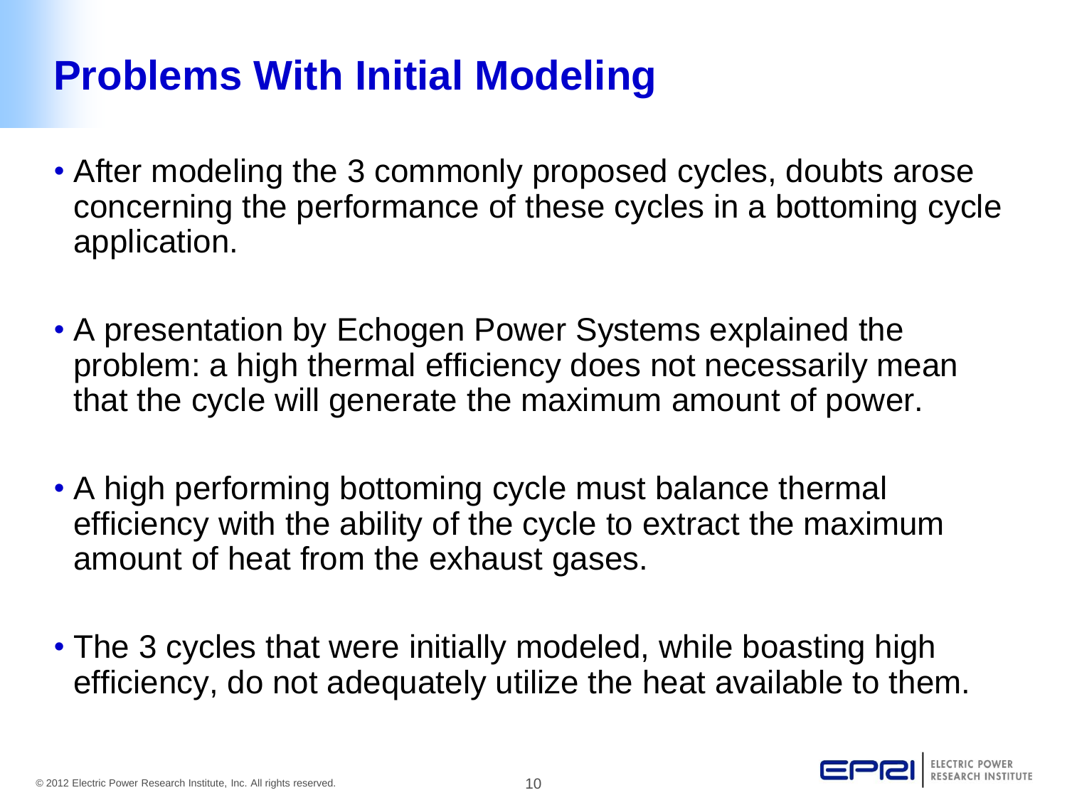# Problems With Initial Modeling

- After modeling the 3 commonly proposed cycles, doubts arose concerning the performance of these cycles in a bottoming cycle application.

- A presentation by Echogen Power Systems explained the problem: a high thermal efficiency does not necessarily mean that the cycle will generate the maximum amount of power.

- A high performing bottoming cycle must balance thermal efficiency with the ability of the cycle to extract the maximum amount of heat from the exhaust gases.

- The 3 cycles that were initially modeled, while boasting high efficiency, do not adequately utilize the heat available to them.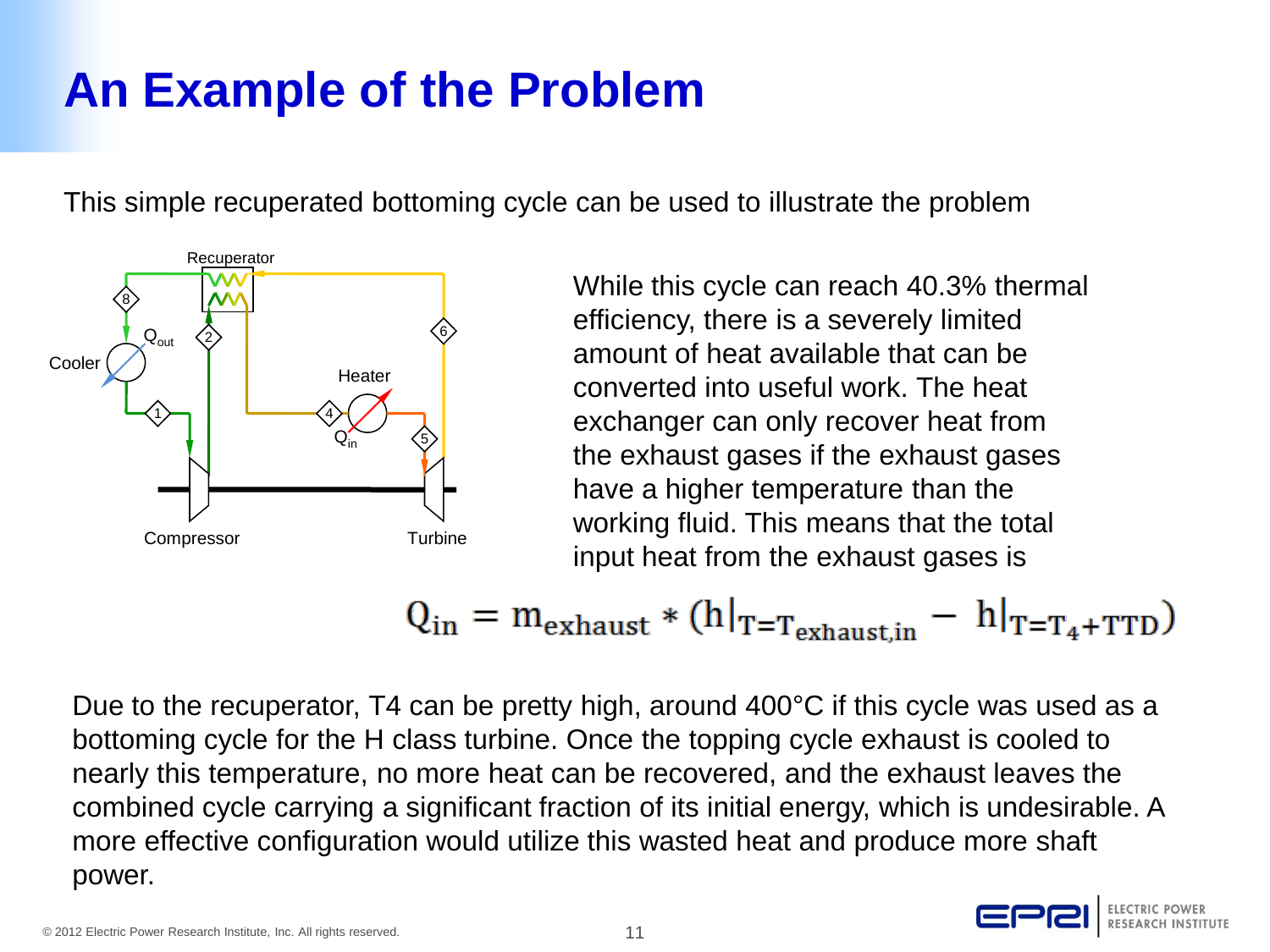# An Example of the Problem

This simple recuperated bottoming cycle can be used to illustrate the problem

While this cycle can reach 40.3% thermal efficiency, there is a severely limited amount of heat available that can be converted into useful work. The heat exchanger can only recover heat from the exhaust gases if the exhaust gases have a higher temperature than the working fluid. This means that the total input heat from the exhaust gases is

$$Q_{in} = m_{exhaust} * \left(h|_{T=T_{exhaust,in}} - h|_{T=T_4+TTD}\right)$$

Due to the recuperator, T4 can be pretty high, around 400°C if this cycle was used as a bottoming cycle for the H class turbine. Once the topping cycle exhaust is cooled to nearly this temperature, no more heat can be recovered, and the exhaust leaves the combined cycle carrying a significant fraction of its initial energy, which is undesirable. A more effective configuration would utilize this wasted heat and produce more shaft power.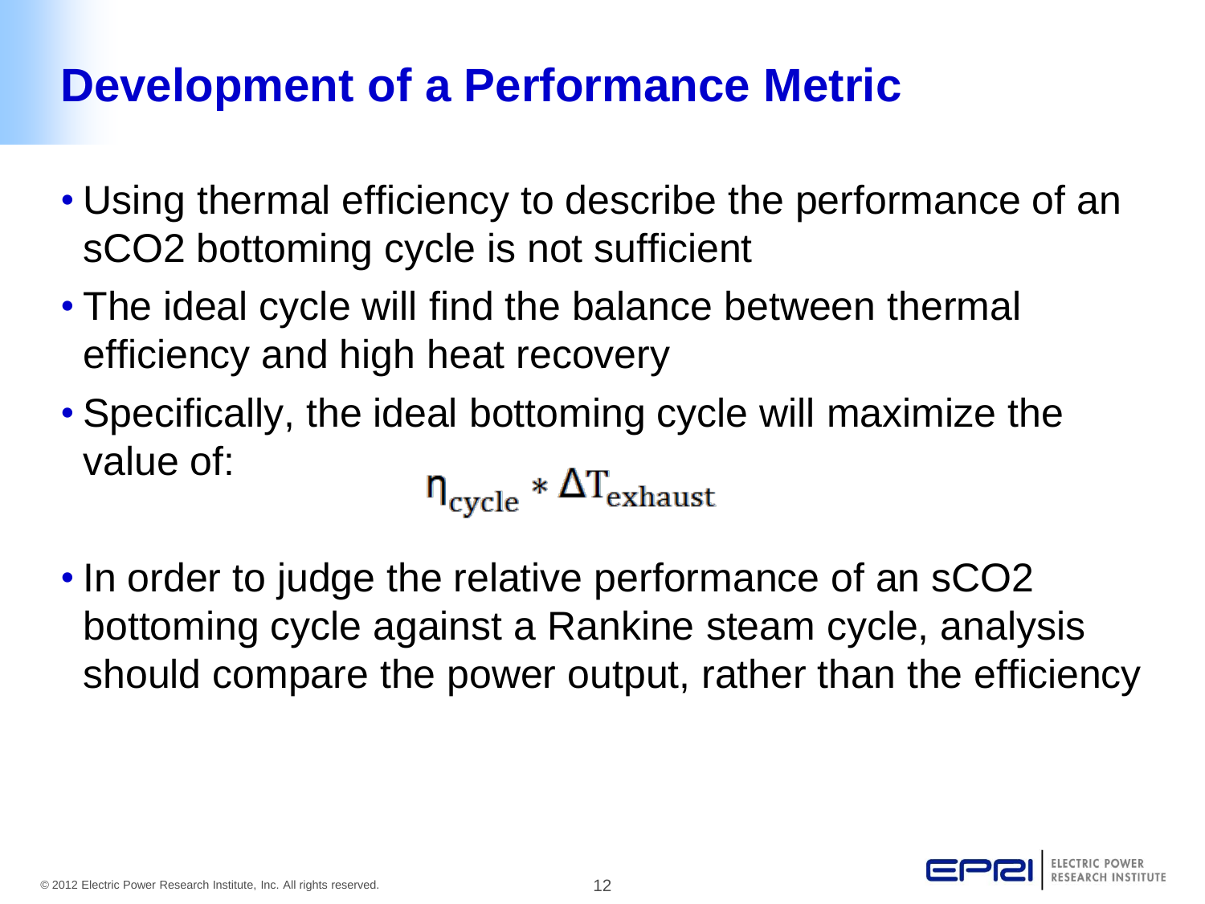# Development of a Performance Metric

- Using thermal efficiency to describe the performance of an sCO2 bottoming cycle is not sufficient
- The ideal cycle will find the balance between thermal efficiency and high heat recovery
- Specifically, the ideal bottoming cycle will maximize the value of:

$$\eta_{cycle} * \Delta T_{exhaust}$$

- In order to judge the relative performance of an sCO2 bottoming cycle against a Rankine steam cycle, analysis should compare the power output, rather than the efficiency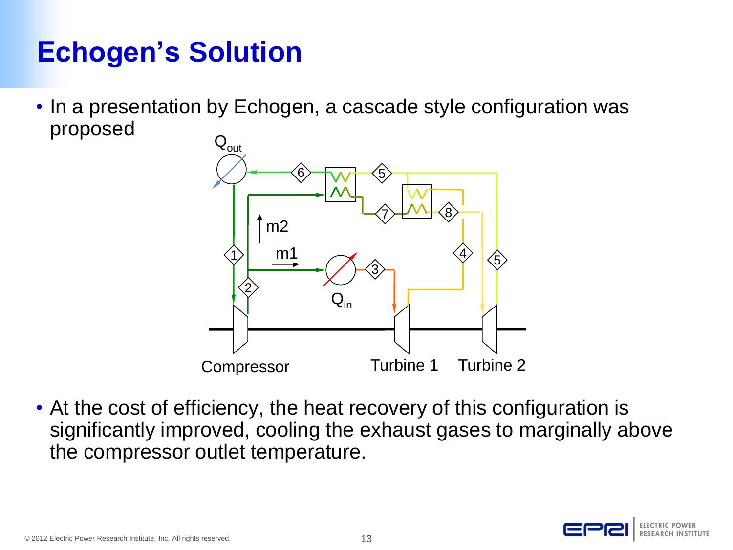# Echogen's Solution

- In a presentation by Echogen, a cascade style configuration was proposed

- At the cost of efficiency, the heat recovery of this configuration is significantly improved, cooling the exhaust gases to marginally above the compressor outlet temperature.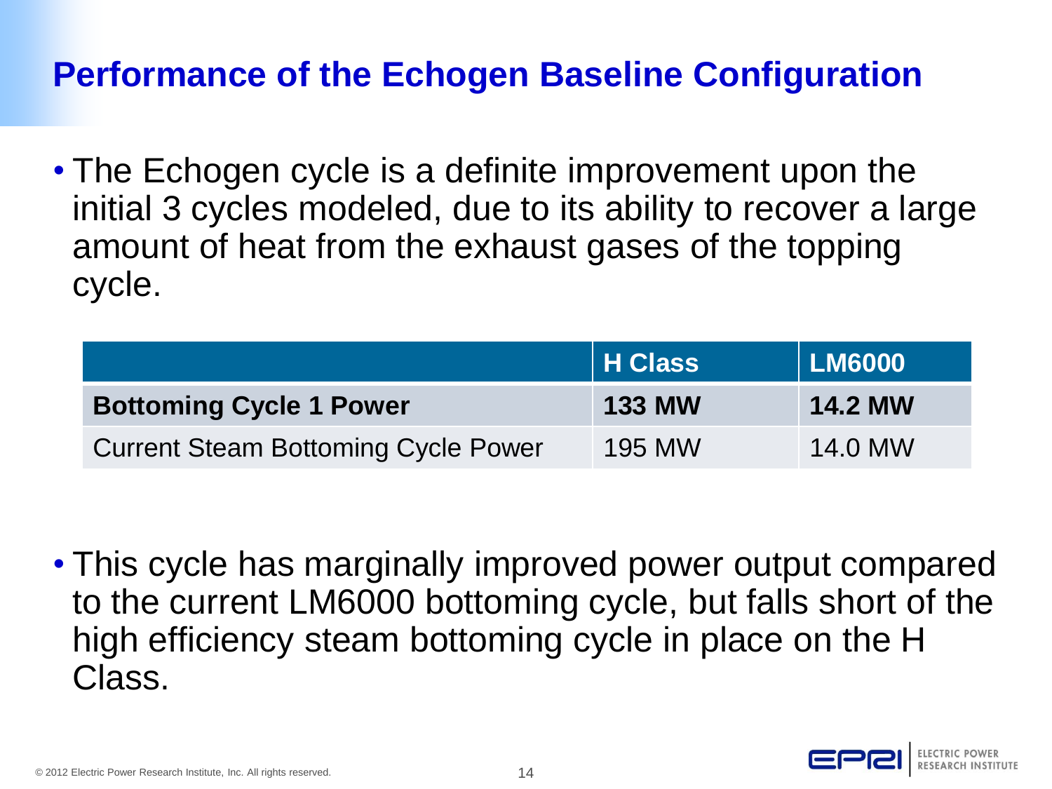# Performance of the Echogen Baseline Configuration

- The Echogen cycle is a definite improvement upon the initial 3 cycles modeled, due to its ability to recover a large amount of heat from the exhaust gases of the topping cycle.

| | H Class | LM6000 |
|---|---|---|
| **Bottoming Cycle 1 Power** | **133 MW** | **14.2 MW** |
| Current Steam Bottoming Cycle Power | 195 MW | 14.0 MW |

- This cycle has marginally improved power output compared to the current LM6000 bottoming cycle, but falls short of the high efficiency steam bottoming cycle in place on the H Class.

© 2012 Electric Power Research Institute, Inc. All rights reserved.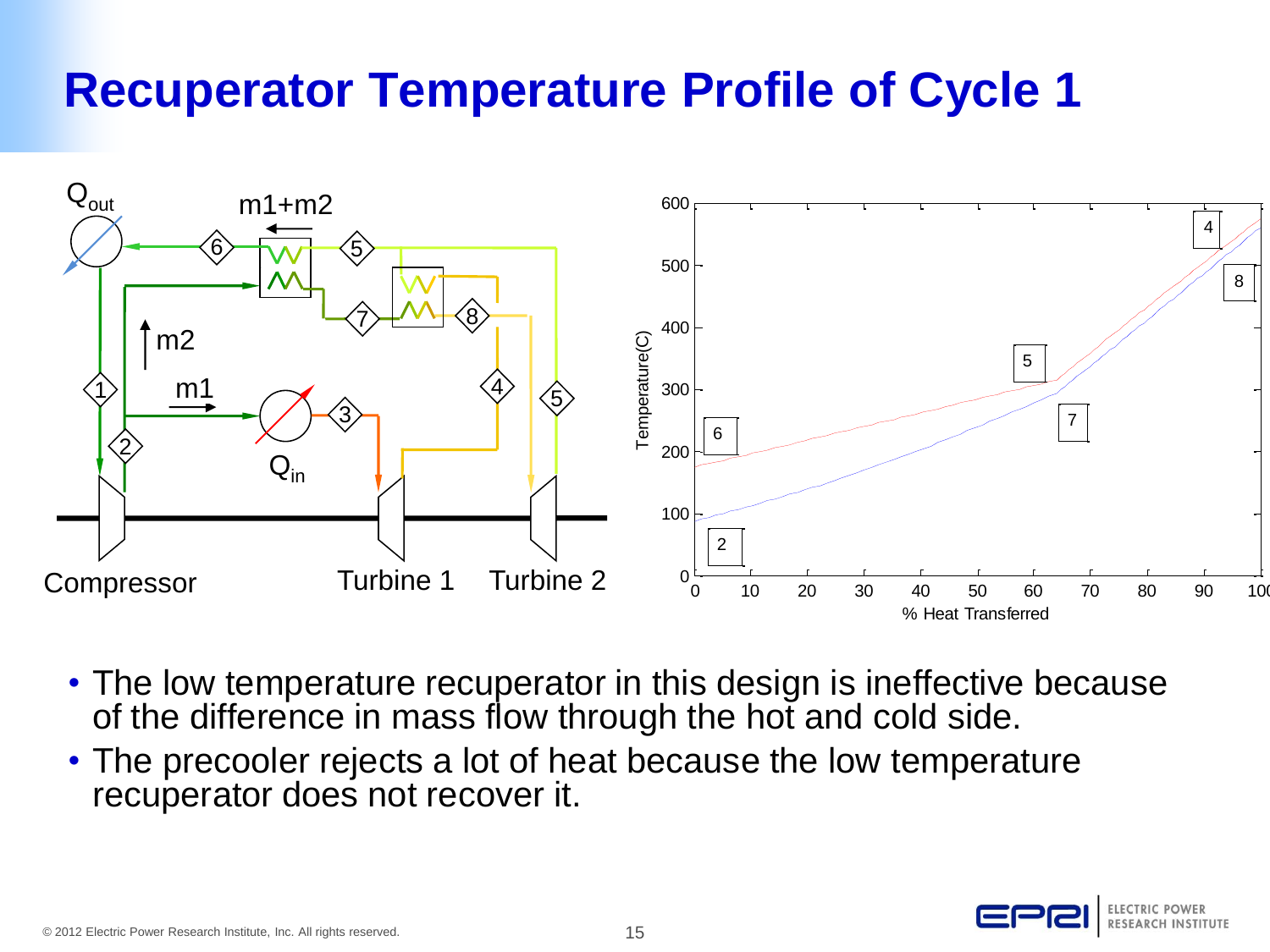# Recuperator Temperature Profile of Cycle 1

- The low temperature recuperator in this design is ineffective because of the difference in mass flow through the hot and cold side.
- The precooler rejects a lot of heat because the low temperature recuperator does not recover it.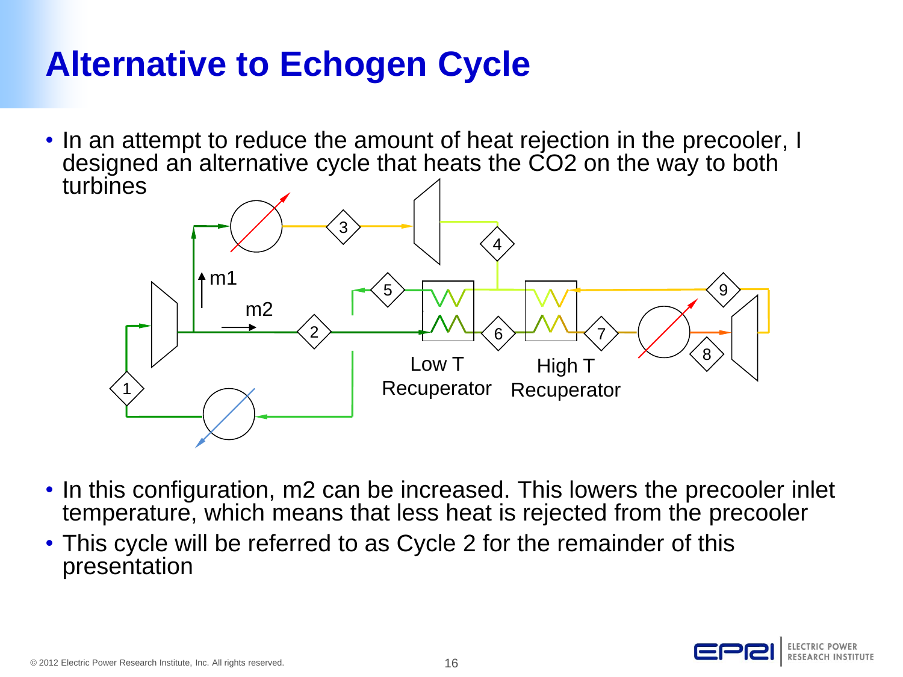# Alternative to Echogen Cycle

- In an attempt to reduce the amount of heat rejection in the precooler, I designed an alternative cycle that heats the $CO_2$ on the way to both turbines

- In this configuration, m2 can be increased. This lowers the precooler inlet temperature, which means that less heat is rejected from the precooler
- This cycle will be referred to as Cycle 2 for the remainder of this presentation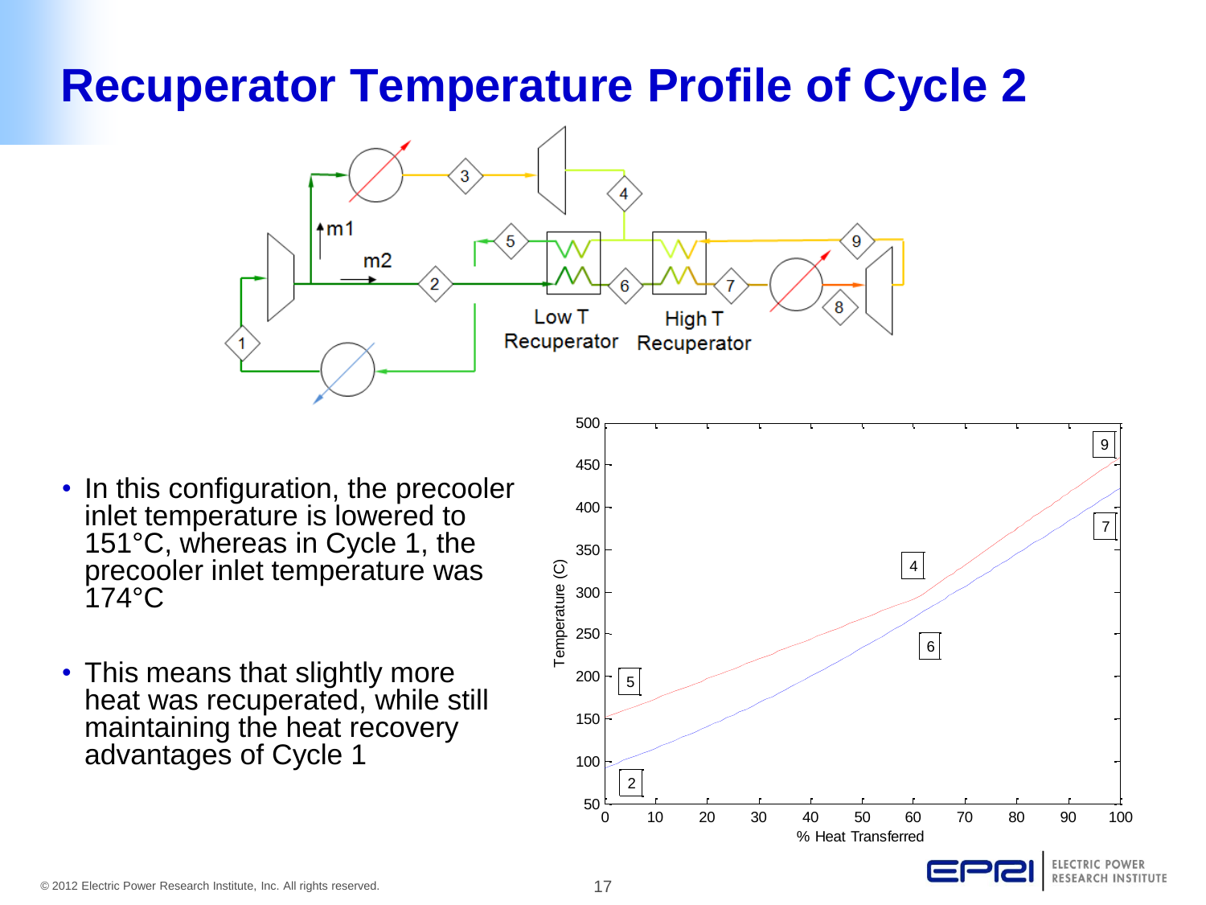# Recuperator Temperature Profile of Cycle 2

- In this configuration, the precooler inlet temperature is lowered to 151°C, whereas in Cycle 1, the precooler inlet temperature was 174°C
- This means that slightly more heat was recuperated, while still maintaining the heat recovery advantages of Cycle 1

© 2012 Electric Power Research Institute, Inc. All rights reserved.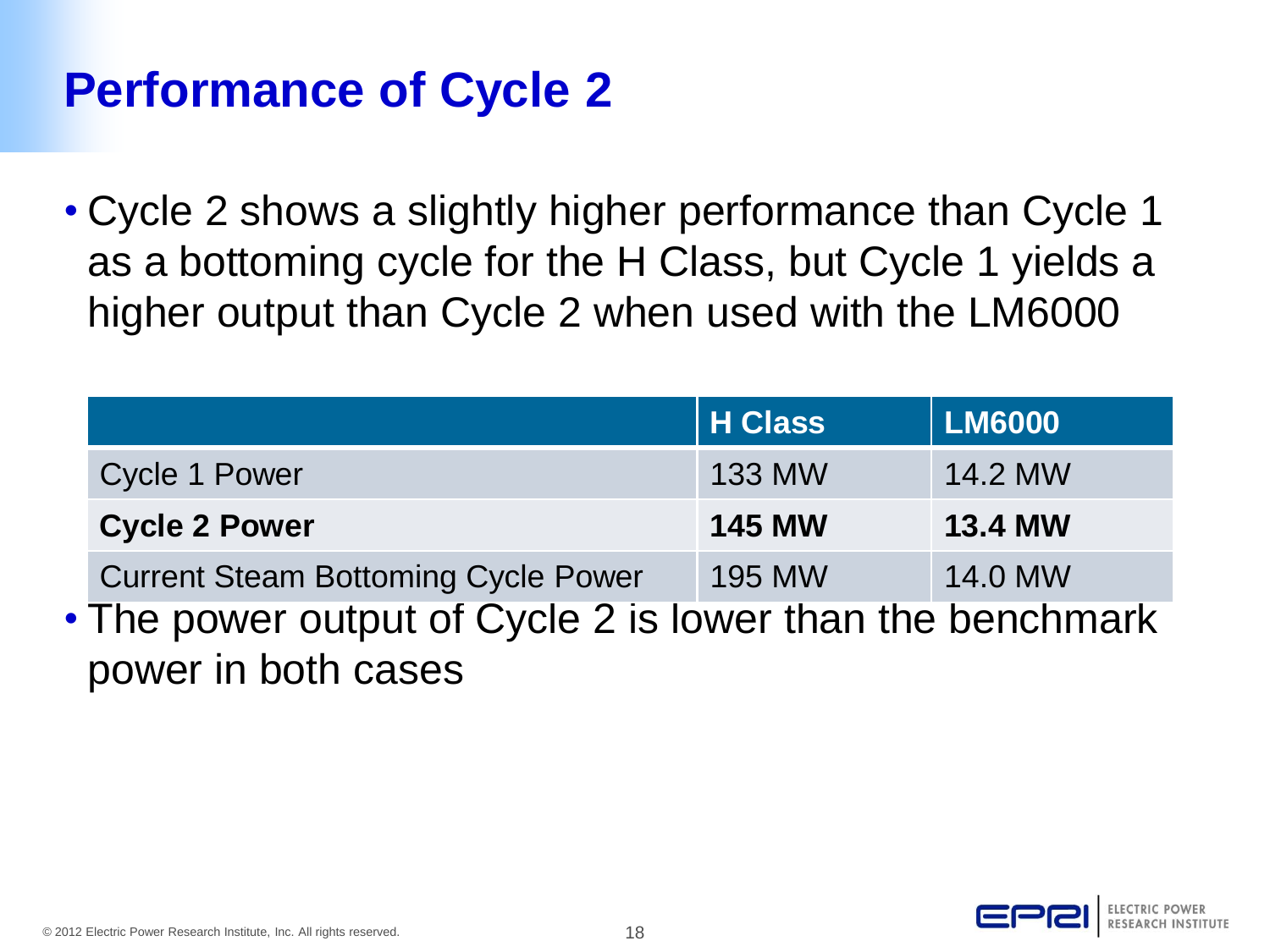# Performance of Cycle 2

- Cycle 2 shows a slightly higher performance than Cycle 1 as a bottoming cycle for the H Class, but Cycle 1 yields a higher output than Cycle 2 when used with the LM6000

| | **H Class** | **LM6000** |
|---|---|---|
| Cycle 1 Power | 133 MW | 14.2 MW |
| **Cycle 2 Power** | **145 MW** | **13.4 MW** |
| Current Steam Bottoming Cycle Power | 195 MW | 14.0 MW |

- The power output of Cycle 2 is lower than the benchmark power in both cases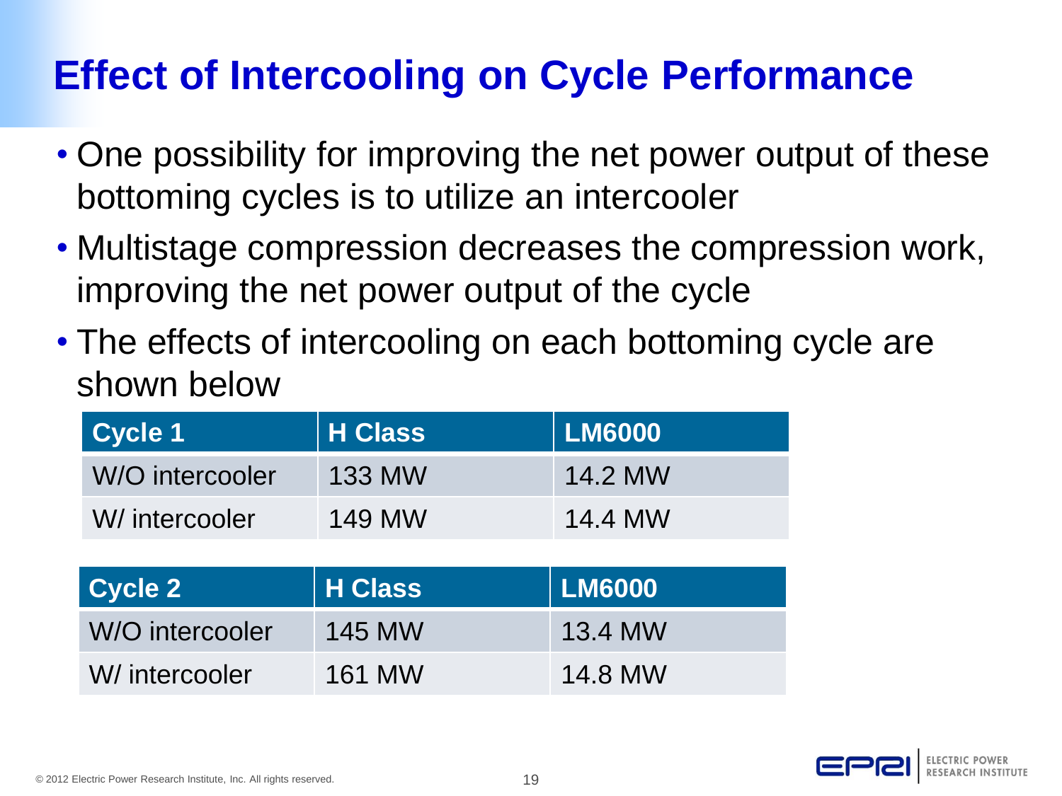# Effect of Intercooling on Cycle Performance

- One possibility for improving the net power output of these bottoming cycles is to utilize an intercooler
- Multistage compression decreases the compression work, improving the net power output of the cycle
- The effects of intercooling on each bottoming cycle are shown below

| Cycle 1 | H Class | LM6000 |
| --- | --- | --- |
| W/O intercooler | 133 MW | 14.2 MW |
| W/ intercooler | 149 MW | 14.4 MW |

| Cycle 2 | H Class | LM6000 |
| --- | --- | --- |
| W/O intercooler | 145 MW | 13.4 MW |
| W/ intercooler | 161 MW | 14.8 MW |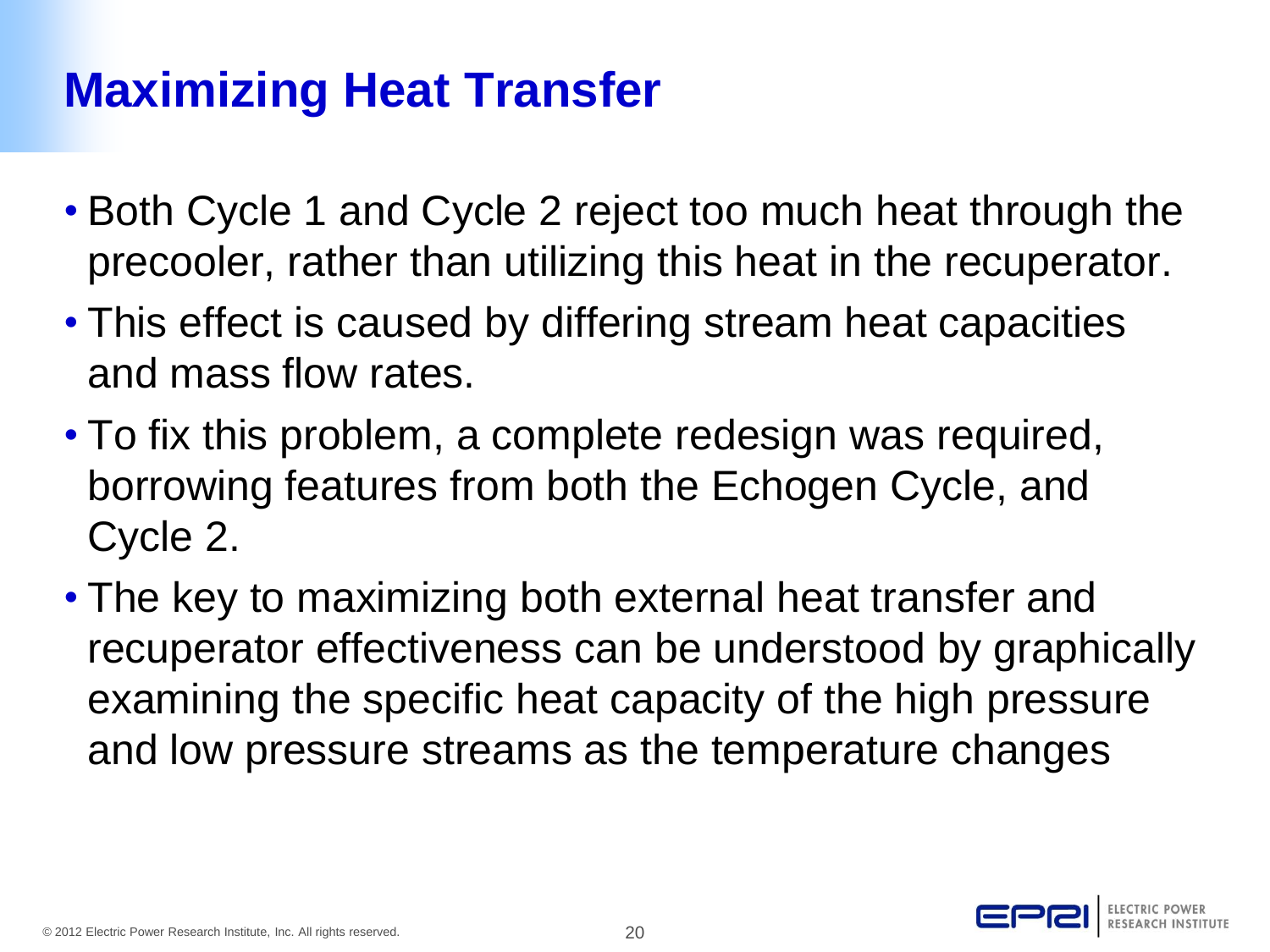# Maximizing Heat Transfer

- Both Cycle 1 and Cycle 2 reject too much heat through the precooler, rather than utilizing this heat in the recuperator.
- This effect is caused by differing stream heat capacities and mass flow rates.
- To fix this problem, a complete redesign was required, borrowing features from both the Echogen Cycle, and Cycle 2.
- The key to maximizing both external heat transfer and recuperator effectiveness can be understood by graphically examining the specific heat capacity of the high pressure and low pressure streams as the temperature changes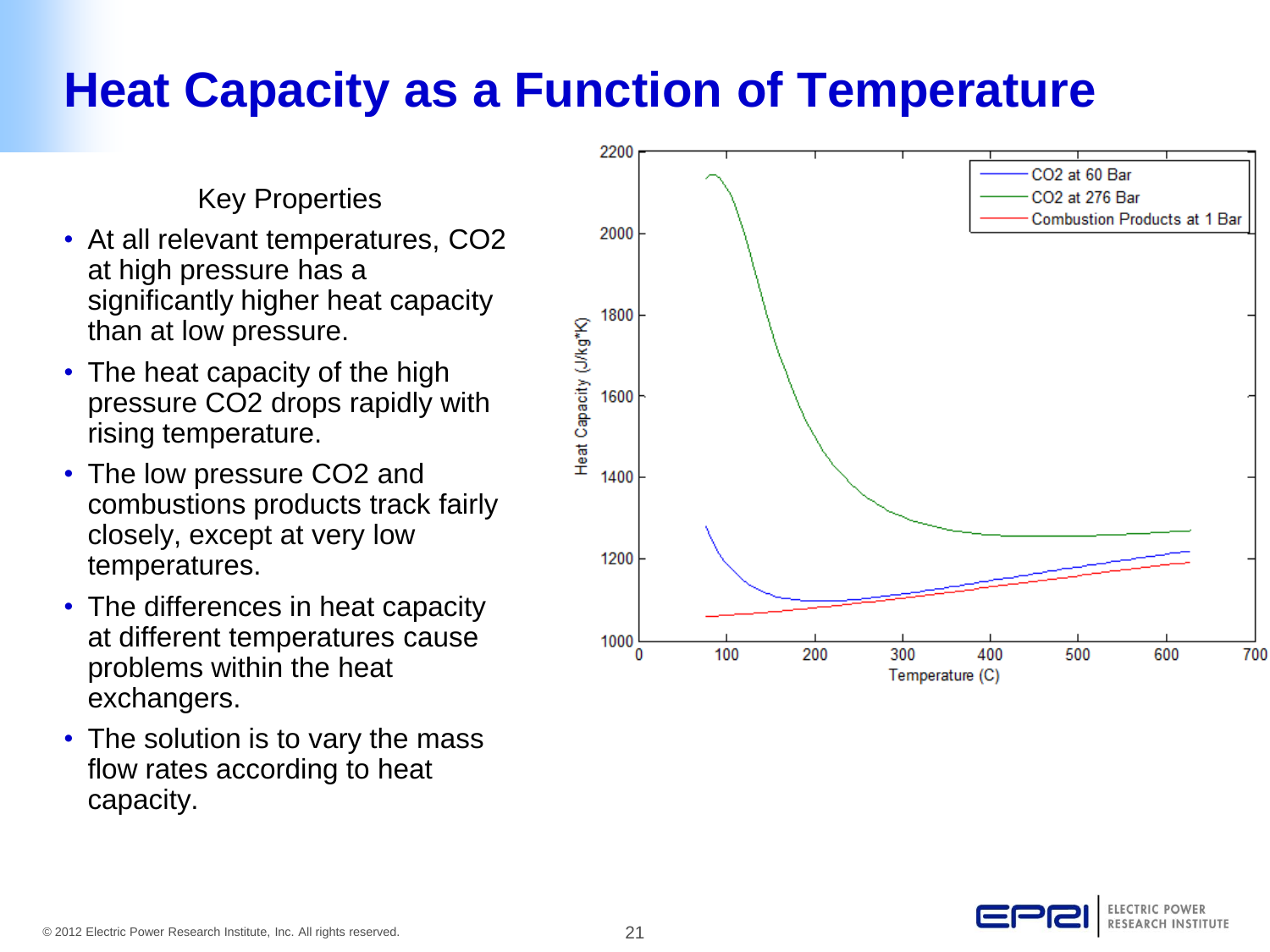# Heat Capacity as a Function of Temperature

Key Properties

- At all relevant temperatures, $CO_2$ at high pressure has a significantly higher heat capacity than at low pressure.
- The heat capacity of the high pressure $CO_2$ drops rapidly with rising temperature.
- The low pressure $CO_2$ and combustions products track fairly closely, except at very low temperatures.
- The differences in heat capacity at different temperatures cause problems within the heat exchangers.
- The solution is to vary the mass flow rates according to heat capacity.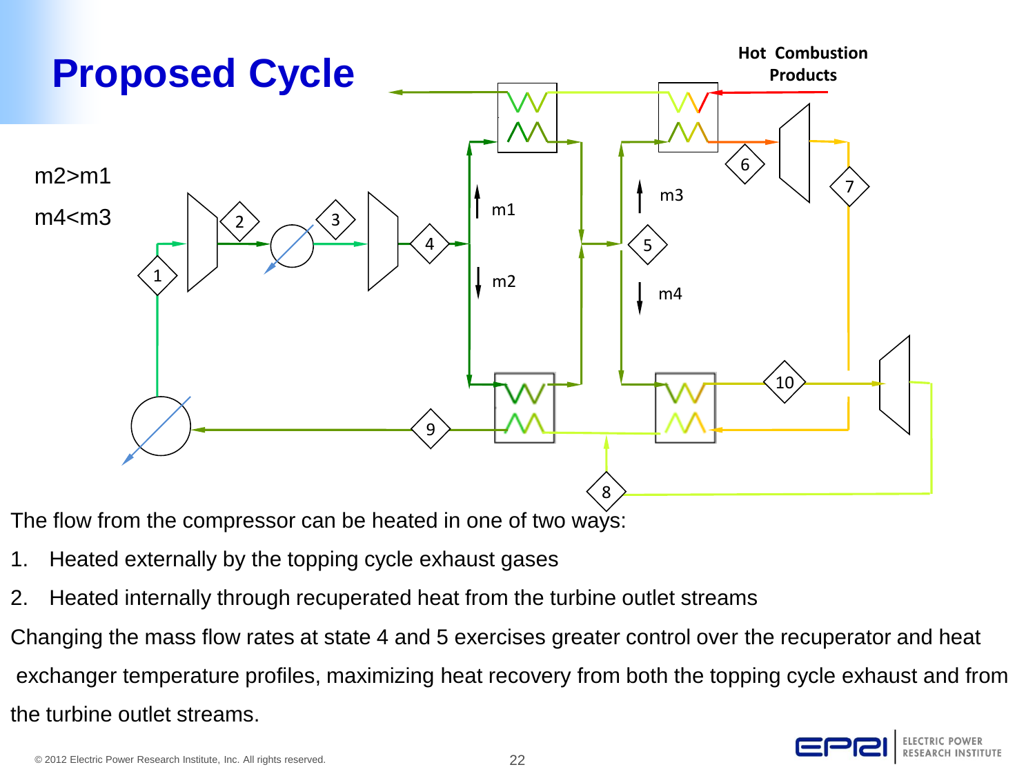# Proposed Cycle

m2>m1

m4<m3

The flow from the compressor can be heated in one of two ways:

1. Heated externally by the topping cycle exhaust gases
2. Heated internally through recuperated heat from the turbine outlet streams

Changing the mass flow rates at state 4 and 5 exercises greater control over the recuperator and heat exchanger temperature profiles, maximizing heat recovery from both the topping cycle exhaust and from the turbine outlet streams.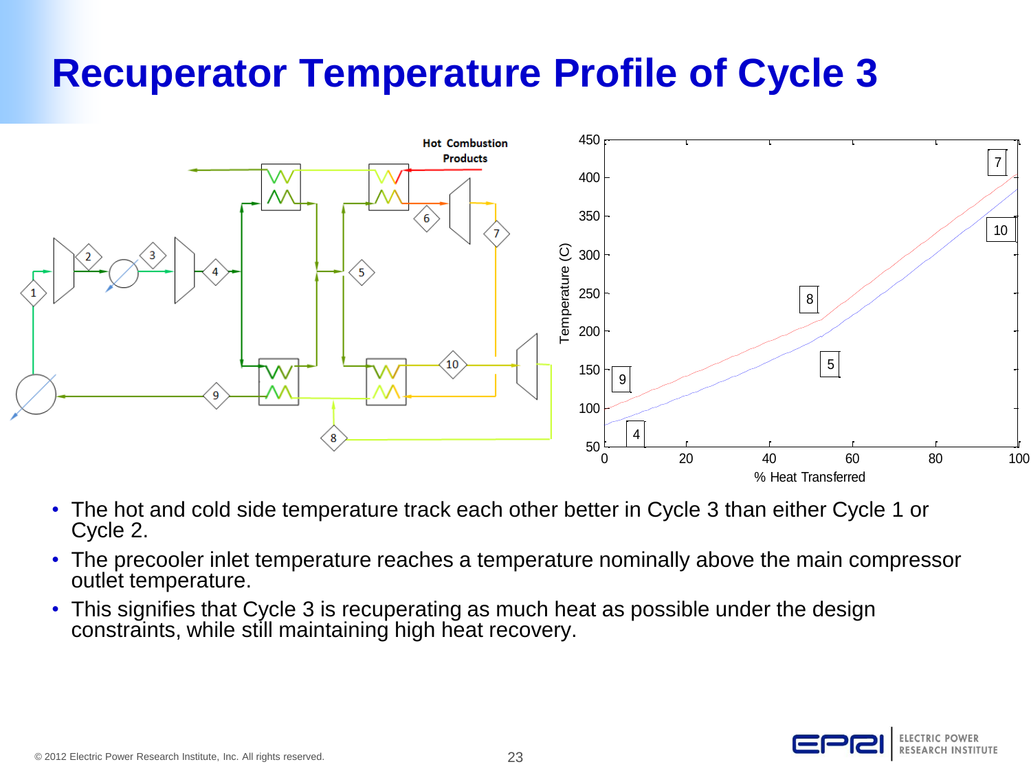# Recuperator Temperature Profile of Cycle 3

- The hot and cold side temperature track each other better in Cycle 3 than either Cycle 1 or Cycle 2.
- The precooler inlet temperature reaches a temperature nominally above the main compressor outlet temperature.
- This signifies that Cycle 3 is recuperating as much heat as possible under the design constraints, while still maintaining high heat recovery.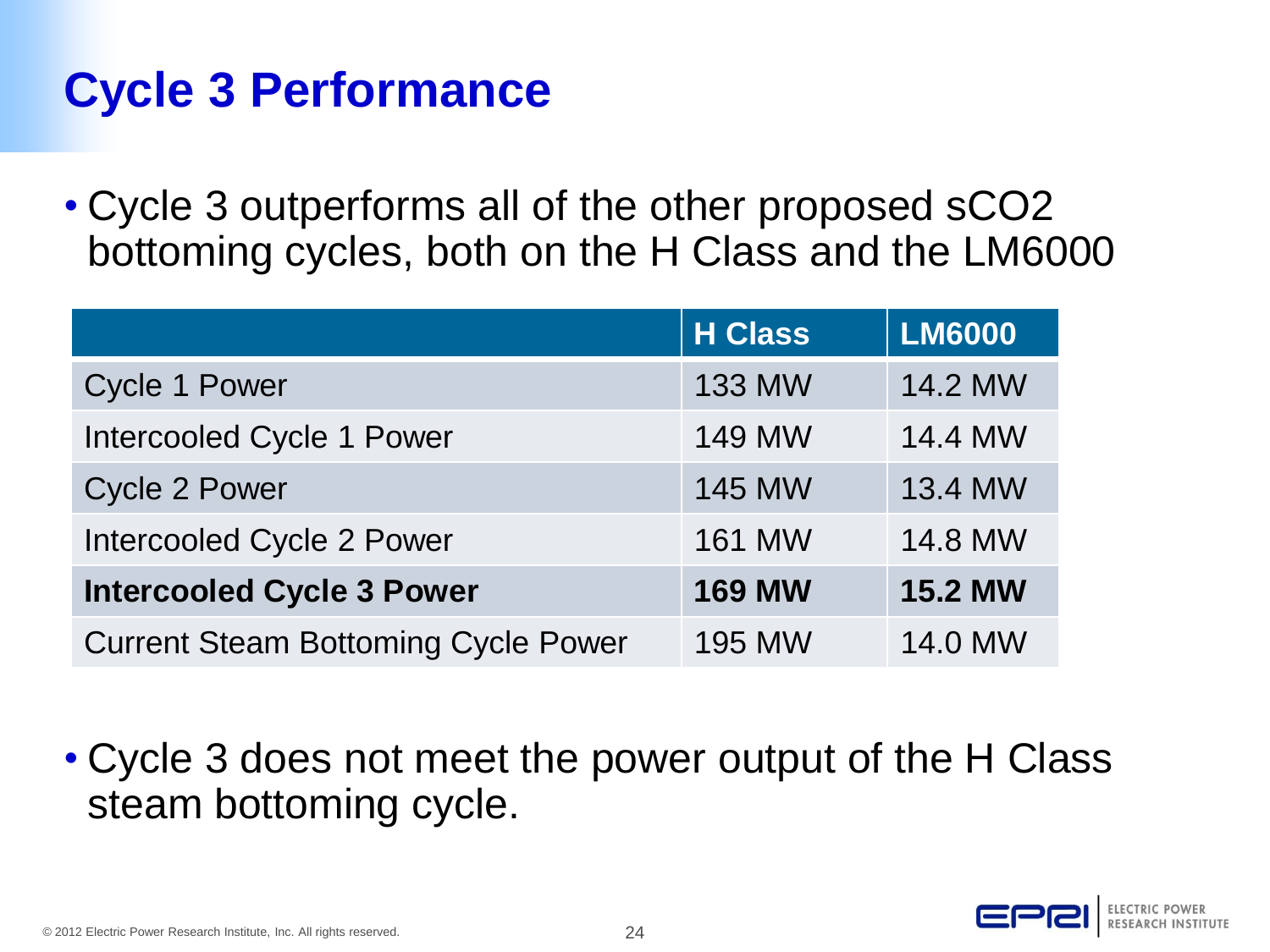# Cycle 3 Performance

- Cycle 3 outperforms all of the other proposed sCO2 bottoming cycles, both on the H Class and the LM6000

| | H Class | LM6000 |
|---|---|---|
| Cycle 1 Power | 133 MW | 14.2 MW |
| Intercooled Cycle 1 Power | 149 MW | 14.4 MW |
| Cycle 2 Power | 145 MW | 13.4 MW |
| Intercooled Cycle 2 Power | 161 MW | 14.8 MW |
| **Intercooled Cycle 3 Power** | **169 MW** | **15.2 MW** |
| Current Steam Bottoming Cycle Power | 195 MW | 14.0 MW |

- Cycle 3 does not meet the power output of the H Class steam bottoming cycle.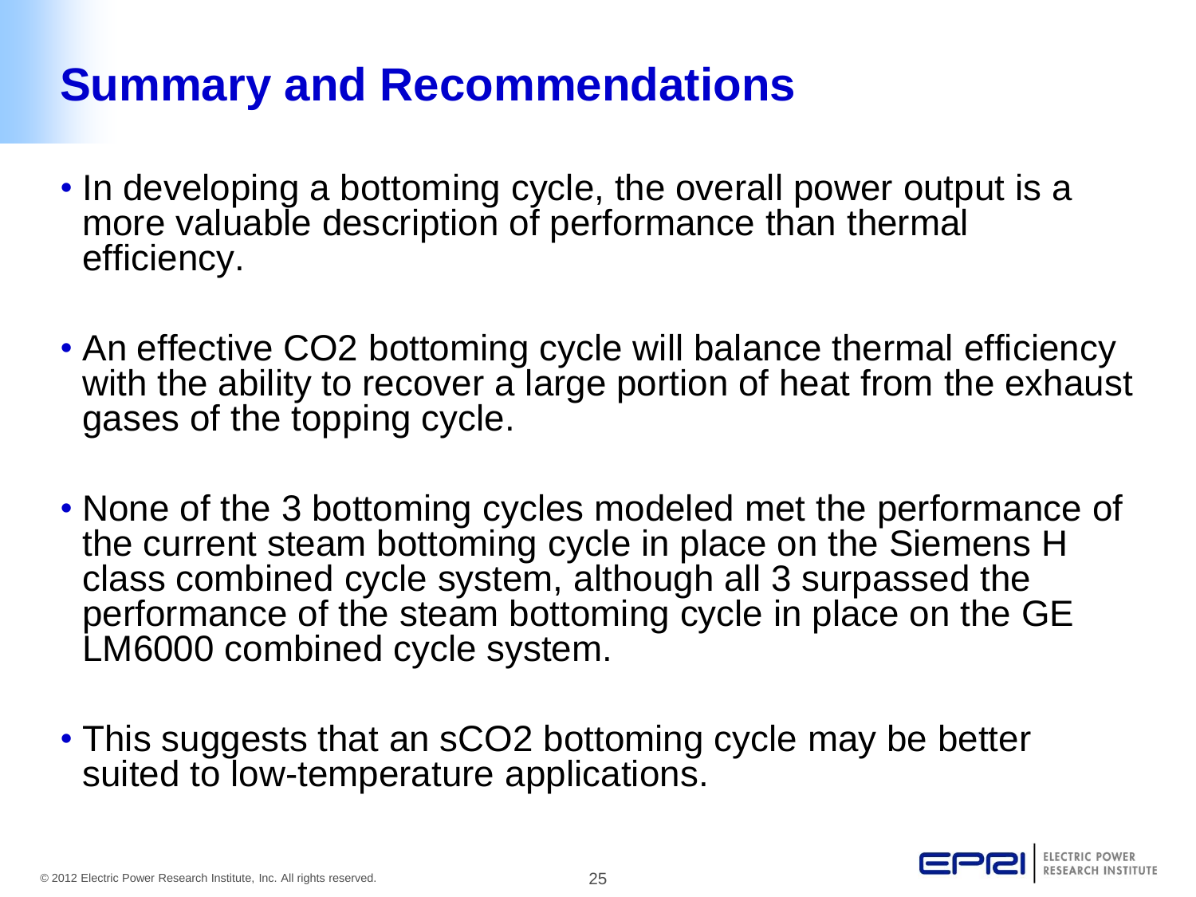# Summary and Recommendations

- In developing a bottoming cycle, the overall power output is a more valuable description of performance than thermal efficiency.
- An effective CO2 bottoming cycle will balance thermal efficiency with the ability to recover a large portion of heat from the exhaust gases of the topping cycle.
- None of the 3 bottoming cycles modeled met the performance of the current steam bottoming cycle in place on the Siemens H class combined cycle system, although all 3 surpassed the performance of the steam bottoming cycle in place on the GE LM6000 combined cycle system.
- This suggests that an sCO2 bottoming cycle may be better suited to low-temperature applications.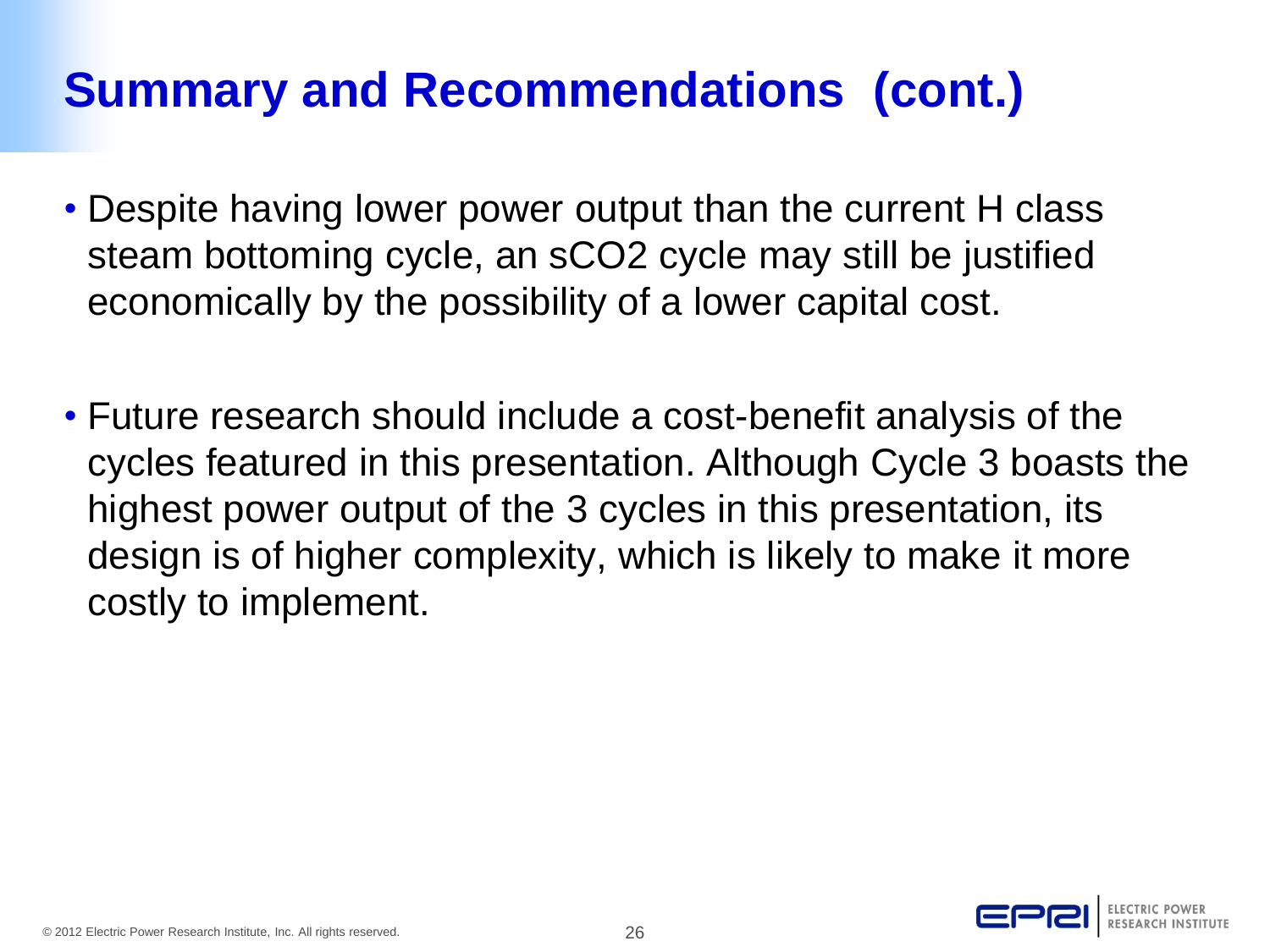# Summary and Recommendations (cont.)

- Despite having lower power output than the current H class steam bottoming cycle, an sCO2 cycle may still be justified economically by the possibility of a lower capital cost.

- Future research should include a cost-benefit analysis of the cycles featured in this presentation. Although Cycle 3 boasts the highest power output of the 3 cycles in this presentation, its design is of higher complexity, which is likely to make it more costly to implement.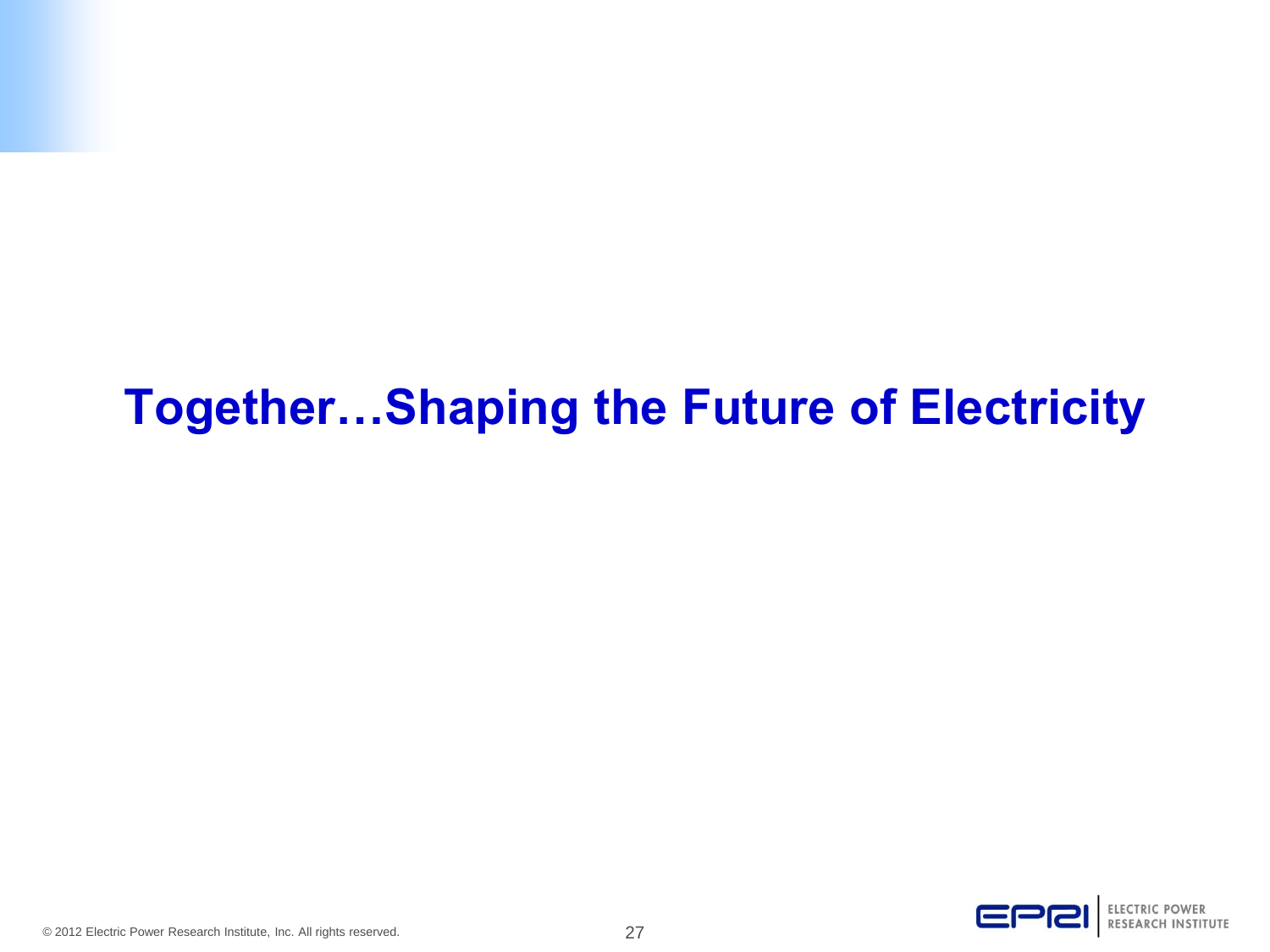# Together…Shaping the Future of Electricity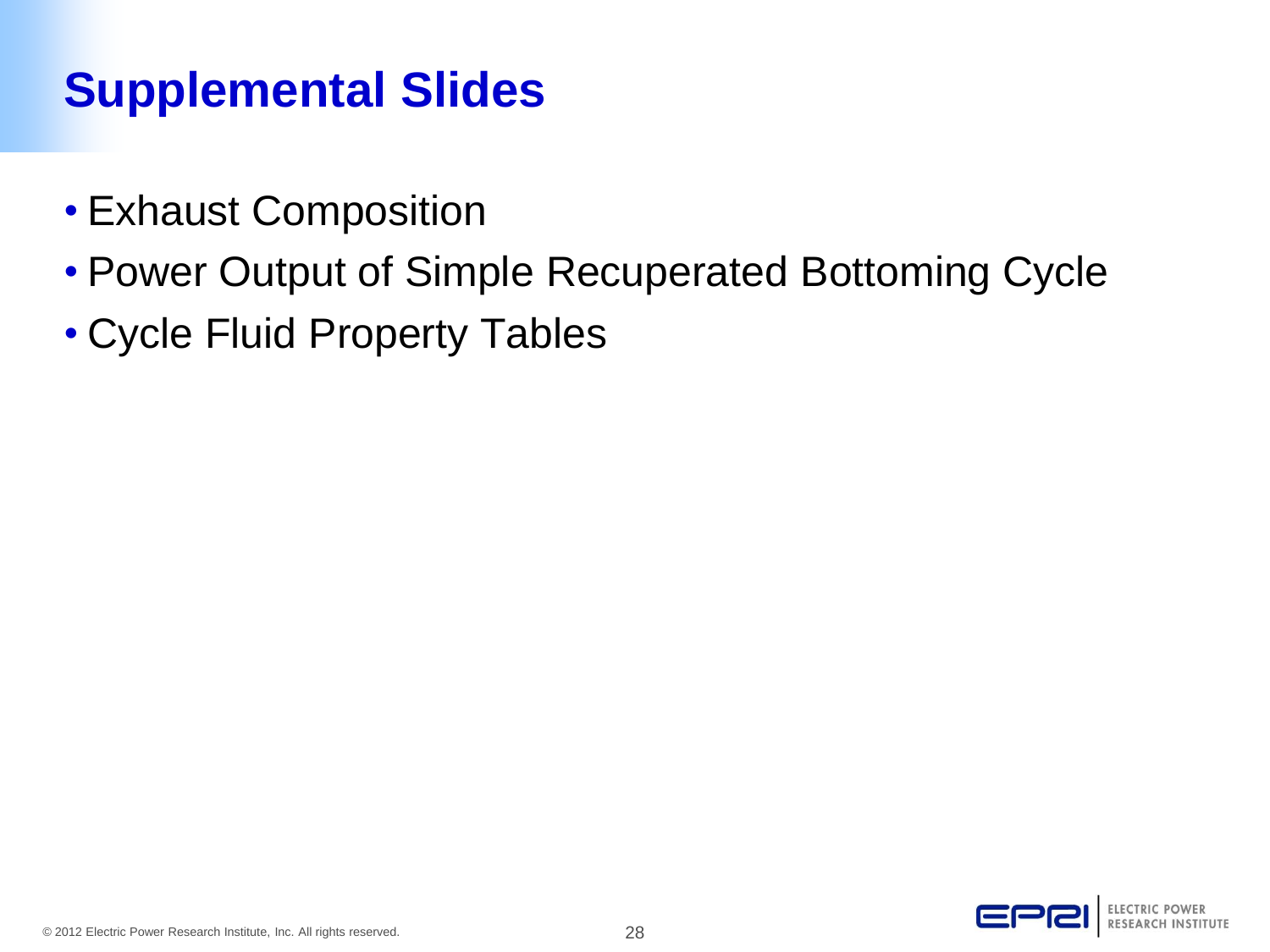# Supplemental Slides

- Exhaust Composition
- Power Output of Simple Recuperated Bottoming Cycle
- Cycle Fluid Property Tables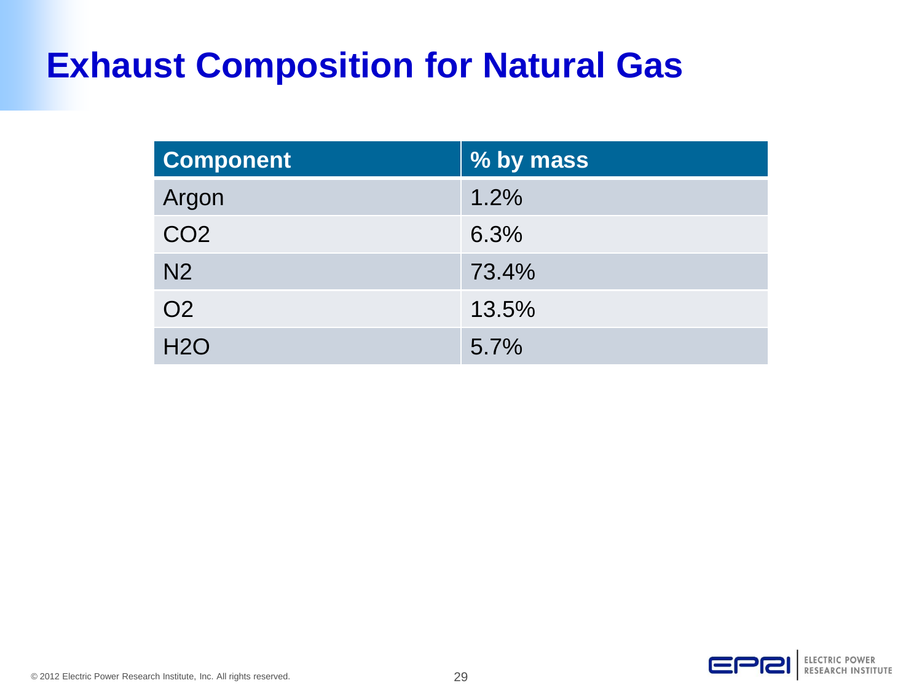# Exhaust Composition for Natural Gas

| Component | % by mass |
| --- | --- |
| Argon | 1.2% |
| $CO_2$ | 6.3% |
| $N_2$ | 73.4% |
| $O_2$ | 13.5% |
| $H_2O$ | 5.7% |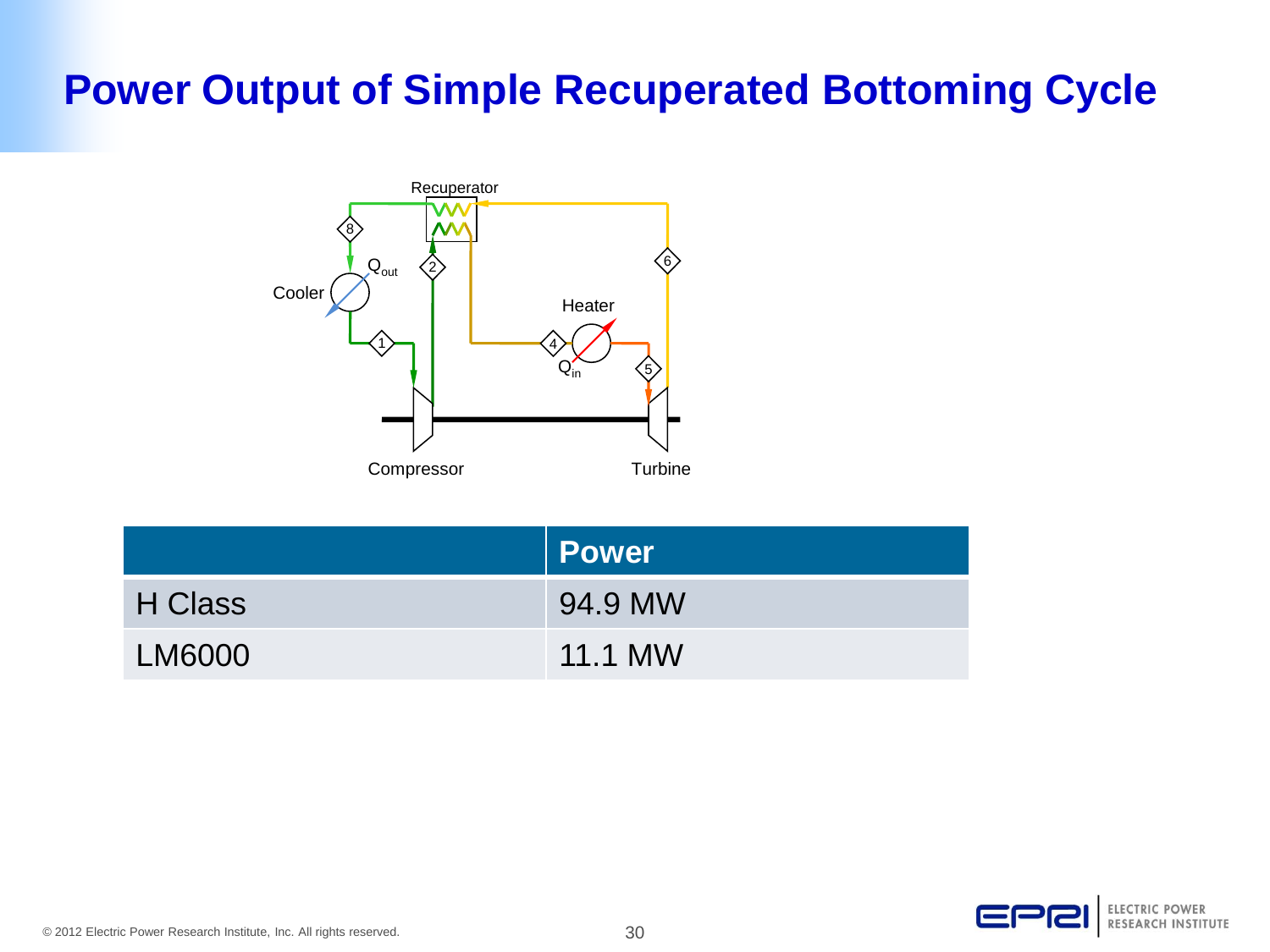# Power Output of Simple Recuperated Bottoming Cycle

| | Power |
|---|---|
| H Class | 94.9 MW |
| LM6000 | 11.1 MW |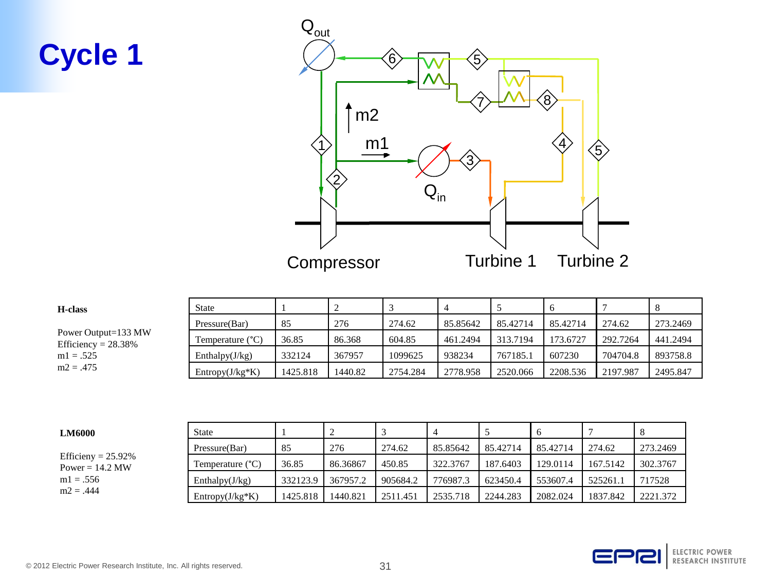# Cycle 1

**H-class**

Power Output=133 MW
Efficiency = 28.38%
m1 = .525
m2 = .475

| State | 1 | 2 | 3 | 4 | 5 | 6 | 7 | 8 |
|---|---|---|---|---|---|---|---|---|
| Pressure(Bar) | 85 | 276 | 274.62 | 85.85642 | 85.42714 | 85.42714 | 274.62 | 273.2469 |
| Temperature (°C) | 36.85 | 86.368 | 604.85 | 461.2494 | 313.7194 | 173.6727 | 292.7264 | 441.2494 |
| Enthalpy(J/kg) | 332124 | 367957 | 1099625 | 938234 | 767185.1 | 607230 | 704704.8 | 893758.8 |
| Entropy(J/kg*K) | 1425.818 | 1440.82 | 2754.284 | 2778.958 | 2520.066 | 2208.536 | 2197.987 | 2495.847 |

**LM6000**

Efficieny = 25.92%
Power = 14.2 MW
m1 = .556
m2 = .444

| State | 1 | 2 | 3 | 4 | 5 | 6 | 7 | 8 |
|---|---|---|---|---|---|---|---|---|
| Pressure(Bar) | 85 | 276 | 274.62 | 85.85642 | 85.42714 | 85.42714 | 274.62 | 273.2469 |
| Temperature (°C) | 36.85 | 86.36867 | 450.85 | 322.3767 | 187.6403 | 129.0114 | 167.5142 | 302.3767 |
| Enthalpy(J/kg) | 332123.9 | 367957.2 | 905684.2 | 776987.3 | 623450.4 | 553607.4 | 525261.1 | 717528 |
| Entropy(J/kg*K) | 1425.818 | 1440.821 | 2511.451 | 2535.718 | 2244.283 | 2082.024 | 1837.842 | 2221.372 |

© 2012 Electric Power Research Institute, Inc. All rights reserved.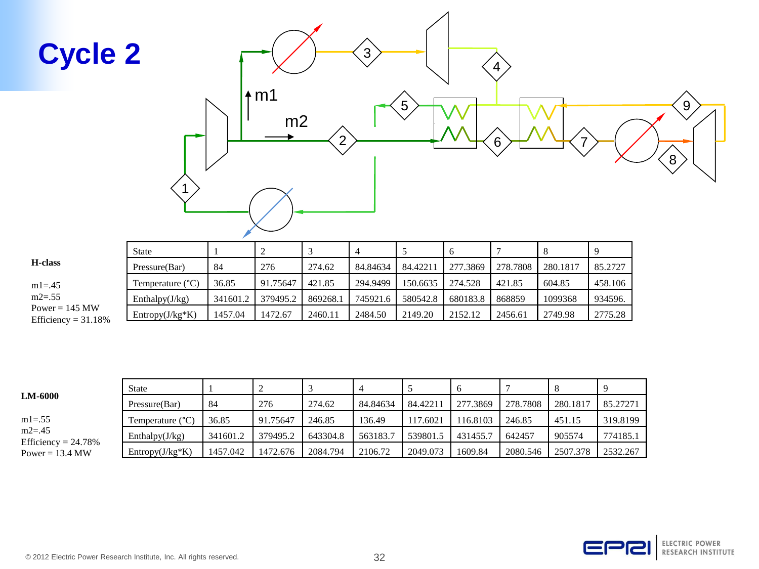# Cycle 2

**H-class**

m1=.45
m2=.55
Power = 145 MW
Efficiency = 31.18%

| State | 1 | 2 | 3 | 4 | 5 | 6 | 7 | 8 | 9 |
|---|---|---|---|---|---|---|---|---|---|
| Pressure(Bar) | 84 | 276 | 274.62 | 84.84634 | 84.42211 | 277.3869 | 278.7808 | 280.1817 | 85.2727 |
| Temperature (°C) | 36.85 | 91.75647 | 421.85 | 294.9499 | 150.6635 | 274.528 | 421.85 | 604.85 | 458.106 |
| Enthalpy(J/kg) | 341601.2 | 379495.2 | 869268.1 | 745921.6 | 580542.8 | 680183.8 | 868859 | 1099368 | 934596. |
| Entropy(J/kg*K) | 1457.04 | 1472.67 | 2460.11 | 2484.50 | 2149.20 | 2152.12 | 2456.61 | 2749.98 | 2775.28 |

**LM-6000**

m1=.55
m2=.45
Efficiency = 24.78%
Power = 13.4 MW

| State | 1 | 2 | 3 | 4 | 5 | 6 | 7 | 8 | 9 |
|---|---|---|---|---|---|---|---|---|---|
| Pressure(Bar) | 84 | 276 | 274.62 | 84.84634 | 84.42211 | 277.3869 | 278.7808 | 280.1817 | 85.27271 |
| Temperature (°C) | 36.85 | 91.75647 | 246.85 | 136.49 | 117.6021 | 116.8103 | 246.85 | 451.15 | 319.8199 |
| Enthalpy(J/kg) | 341601.2 | 379495.2 | 643304.8 | 563183.7 | 539801.5 | 431455.7 | 642457 | 905574 | 774185.1 |
| Entropy(J/kg*K) | 1457.042 | 1472.676 | 2084.794 | 2106.72 | 2049.073 | 1609.84 | 2080.546 | 2507.378 | 2532.267 |

© 2012 Electric Power Research Institute, Inc. All rights reserved.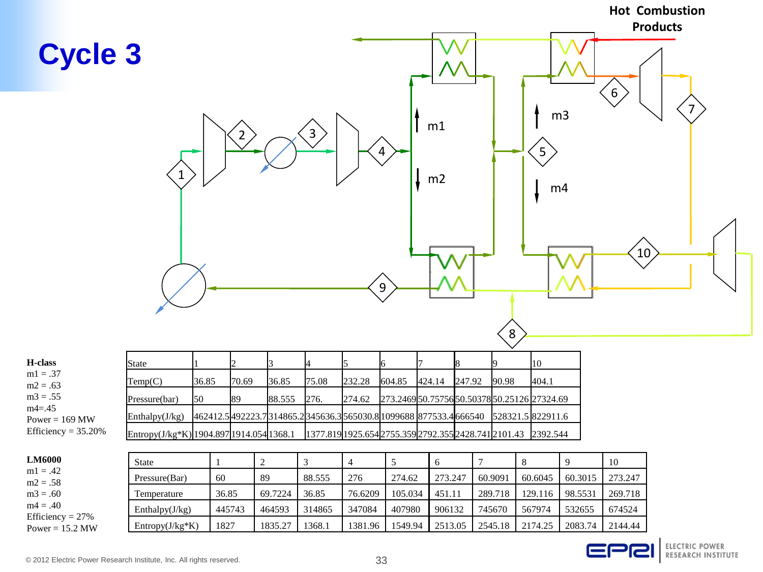# Cycle 3

Hot Combustion Products

m1

m2

m3

m4

1 2 3 4 5 6 7 8 9 10

**H-class**
m1 = .37
m2 = .63
m3 = .55
m4=.45
Power = 169 MW
Efficiency = 35.20%

| State | 1 | 2 | 3 | 4 | 5 | 6 | 7 | 8 | 9 | 10 |
|---|---|---|---|---|---|---|---|---|---|---|
| Temp(C) | 36.85 | 70.69 | 36.85 | 75.08 | 232.28 | 604.85 | 424.14 | 247.92 | 90.98 | 404.1 |
| Pressure(bar) | 50 | 89 | 88.555 | 276. | 274.62 | 273.2469 | 50.75756 | 50.50378 | 50.25126 | 27324.69 |
| Enthalpy(J/kg) | 462412.5 | 492223.7 | 314865.2 | 345636.3 | 565030.8 | 1099688 | 877533.4 | 666540 | 528321.5 | 822911.6 |
| Entropy(J/kg*K) | 1904.897 | 1914.054 | 1368.1 | 1377.819 | 1925.654 | 2755.359 | 2792.355 | 2428.741 | 2101.43 | 2392.544 |

**LM6000**
m1 = .42
m2 = .58
m3 = .60
m4 = .40
Efficiency = 27%
Power = 15.2 MW

| State | 1 | 2 | 3 | 4 | 5 | 6 | 7 | 8 | 9 | 10 |
|---|---|---|---|---|---|---|---|---|---|---|
| Pressure(Bar) | 60 | 89 | 88.555 | 276 | 274.62 | 273.247 | 60.9091 | 60.6045 | 60.3015 | 273.247 |
| Temperature | 36.85 | 69.7224 | 36.85 | 76.6209 | 105.034 | 451.11 | 289.718 | 129.116 | 98.5531 | 269.718 |
| Enthalpy(J/kg) | 445743 | 464593 | 314865 | 347084 | 407980 | 906132 | 745670 | 567974 | 532655 | 674524 |
| Entropy(J/kg*K) | 1827 | 1835.27 | 1368.1 | 1381.96 | 1549.94 | 2513.05 | 2545.18 | 2174.25 | 2083.74 | 2144.44 |

© 2012 Electric Power Research Institute, Inc. All rights reserved.